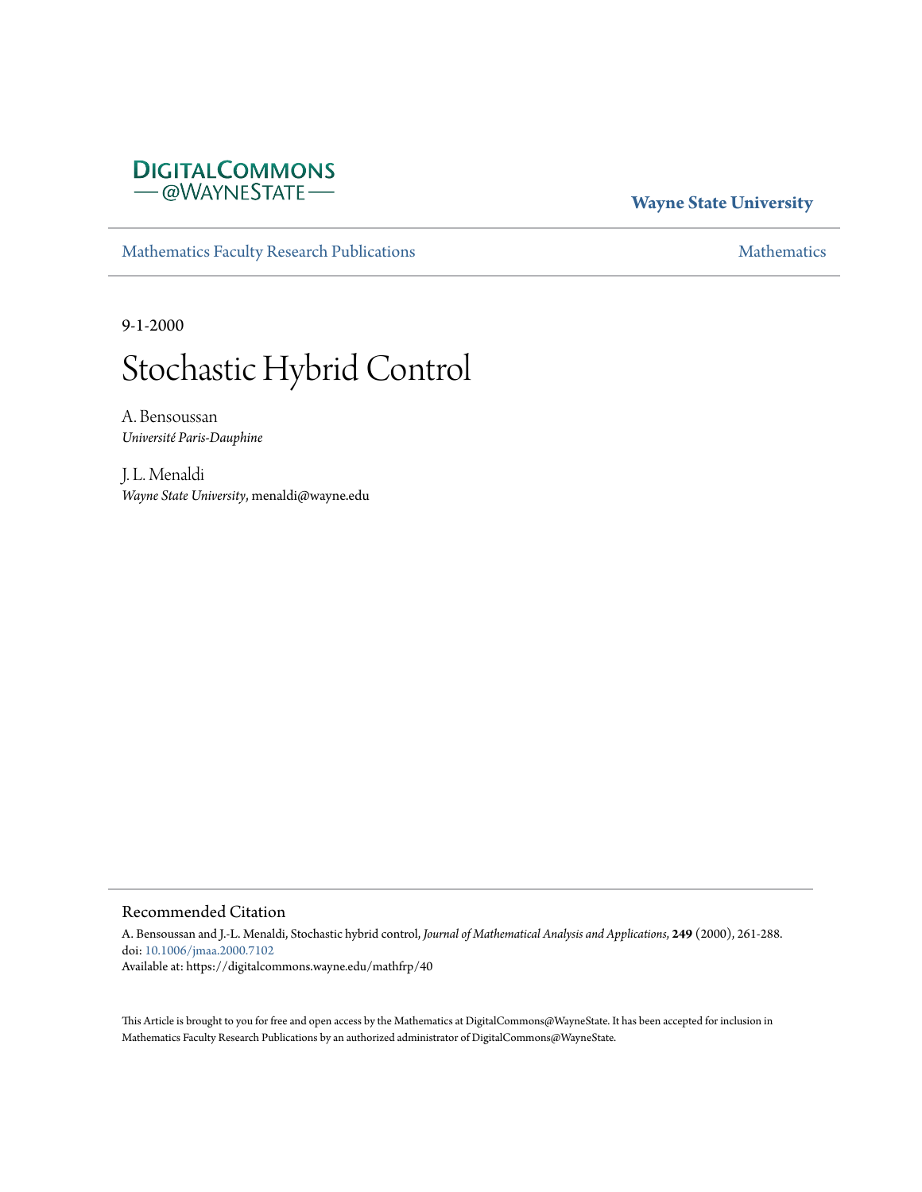DIGITALCOMMONS
— @WAYNESTATE —

**Wayne State University**

Mathematics Faculty Research Publications | Mathematics

9-1-2000

# Stochastic Hybrid Control

A. Bensoussan
*Université Paris-Dauphine*

J. L. Menaldi
*Wayne State University*, menaldi@wayne.edu

## Recommended Citation

A. Bensoussan and J.-L. Menaldi, Stochastic hybrid control, *Journal of Mathematical Analysis and Applications*, **249** (2000), 261-288.
doi: 10.1006/jmaa.2000.7102
Available at: https://digitalcommons.wayne.edu/mathfrp/40

This Article is brought to you for free and open access by the Mathematics at DigitalCommons@WayneState. It has been accepted for inclusion in Mathematics Faculty Research Publications by an authorized administrator of DigitalCommons@WayneState.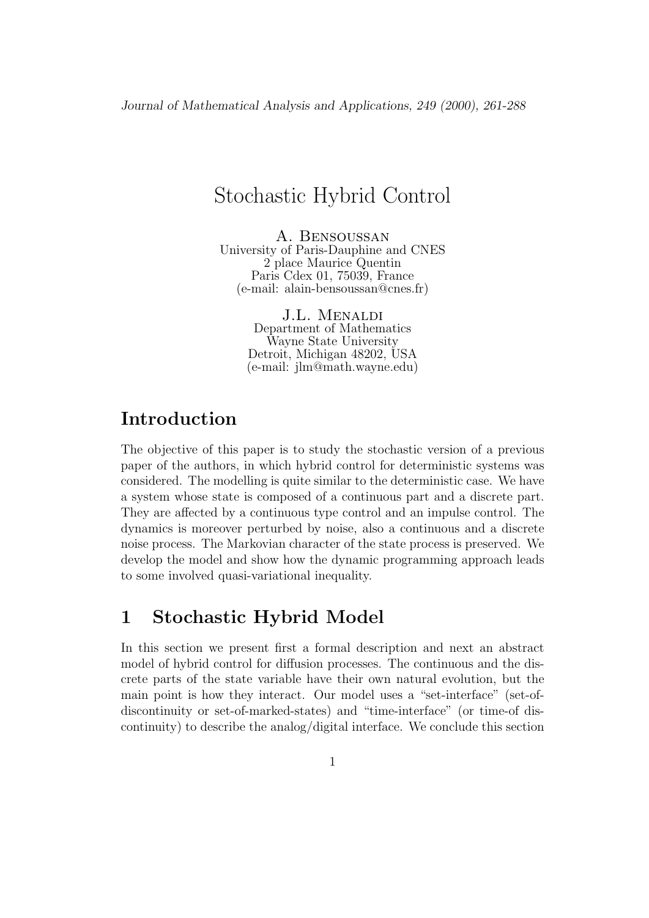Journal of Mathematical Analysis and Applications, 249 (2000), 261-288

# Stochastic Hybrid Control

A. Bensoussan
University of Paris-Dauphine and CNES
2 place Maurice Quentin
Paris Cdex 01, 75039, France
(e-mail: alain-bensoussan@cnes.fr)

J.L. Menaldi
Department of Mathematics
Wayne State University
Detroit, Michigan 48202, USA
(e-mail: jlm@math.wayne.edu)

## Introduction

The objective of this paper is to study the stochastic version of a previous paper of the authors, in which hybrid control for deterministic systems was considered. The modelling is quite similar to the deterministic case. We have a system whose state is composed of a continuous part and a discrete part. They are affected by a continuous type control and an impulse control. The dynamics is moreover perturbed by noise, also a continuous and a discrete noise process. The Markovian character of the state process is preserved. We develop the model and show how the dynamic programming approach leads to some involved quasi-variational inequality.

## 1 Stochastic Hybrid Model

In this section we present first a formal description and next an abstract model of hybrid control for diffusion processes. The continuous and the discrete parts of the state variable have their own natural evolution, but the main point is how they interact. Our model uses a "set-interface" (set-of-discontinuity or set-of-marked-states) and "time-interface" (or time-of discontinuity) to describe the analog/digital interface. We conclude this section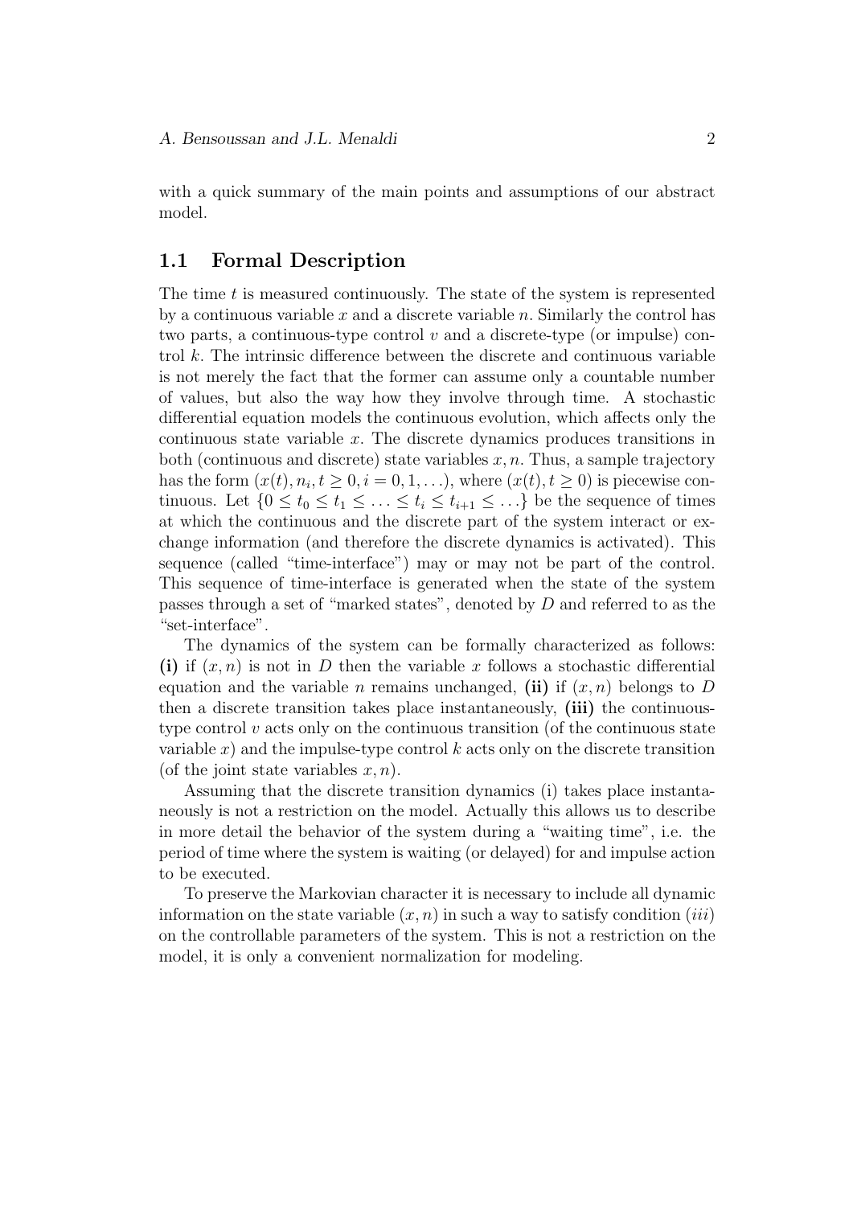with a quick summary of the main points and assumptions of our abstract model.

## 1.1 Formal Description

The time $t$ is measured continuously. The state of the system is represented by a continuous variable $x$ and a discrete variable $n$. Similarly the control has two parts, a continuous-type control $v$ and a discrete-type (or impulse) control $k$. The intrinsic difference between the discrete and continuous variable is not merely the fact that the former can assume only a countable number of values, but also the way how they involve through time. A stochastic differential equation models the continuous evolution, which affects only the continuous state variable $x$. The discrete dynamics produces transitions in both (continuous and discrete) state variables $x, n$. Thus, a sample trajectory has the form $(x(t), n_i, t \geq 0, i = 0, 1, \ldots)$, where $(x(t), t \geq 0)$ is piecewise continuous. Let $\{0 \leq t_0 \leq t_1 \leq \ldots \leq t_i \leq t_{i+1} \leq \ldots\}$ be the sequence of times at which the continuous and the discrete part of the system interact or exchange information (and therefore the discrete dynamics is activated). This sequence (called "time-interface") may or may not be part of the control. This sequence of time-interface is generated when the state of the system passes through a set of "marked states", denoted by $D$ and referred to as the "set-interface".

The dynamics of the system can be formally characterized as follows: **(i)** if $(x, n)$ is not in $D$ then the variable $x$ follows a stochastic differential equation and the variable $n$ remains unchanged, **(ii)** if $(x, n)$ belongs to $D$ then a discrete transition takes place instantaneously, **(iii)** the continuous-type control $v$ acts only on the continuous transition (of the continuous state variable $x$) and the impulse-type control $k$ acts only on the discrete transition (of the joint state variables $x, n$).

Assuming that the discrete transition dynamics (i) takes place instantaneously is not a restriction on the model. Actually this allows us to describe in more detail the behavior of the system during a "waiting time", i.e. the period of time where the system is waiting (or delayed) for and impulse action to be executed.

To preserve the Markovian character it is necessary to include all dynamic information on the state variable $(x, n)$ in such a way to satisfy condition $(iii)$ on the controllable parameters of the system. This is not a restriction on the model, it is only a convenient normalization for modeling.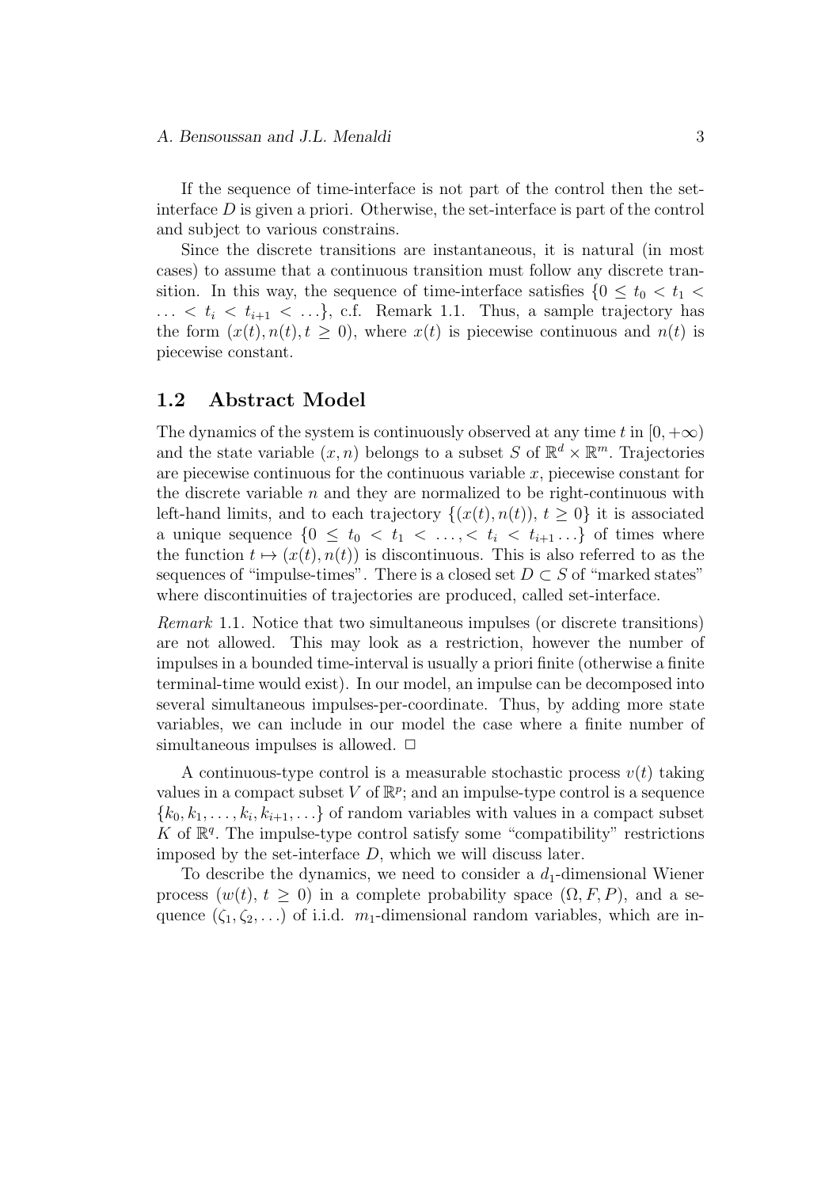If the sequence of time-interface is not part of the control then the set-interface $D$ is given a priori. Otherwise, the set-interface is part of the control and subject to various constrains.

Since the discrete transitions are instantaneous, it is natural (in most cases) to assume that a continuous transition must follow any discrete transition. In this way, the sequence of time-interface satisfies $\{0 \le t_0 < t_1 < \ldots < t_i < t_{i+1} < \ldots\}$, c.f. Remark 1.1. Thus, a sample trajectory has the form $(x(t), n(t), t \ge 0)$, where $x(t)$ is piecewise continuous and $n(t)$ is piecewise constant.

## 1.2 Abstract Model

The dynamics of the system is continuously observed at any time $t$ in $[0, +\infty)$ and the state variable $(x, n)$ belongs to a subset $S$ of $\mathbb{R}^d \times \mathbb{R}^m$. Trajectories are piecewise continuous for the continuous variable $x$, piecewise constant for the discrete variable $n$ and they are normalized to be right-continuous with left-hand limits, and to each trajectory $\{(x(t), n(t)),\ t \ge 0\}$ it is associated a unique sequence $\{0 \le t_0 < t_1 < \ldots, < t_i < t_{i+1} \ldots\}$ of times where the function $t \mapsto (x(t), n(t))$ is discontinuous. This is also referred to as the sequences of "impulse-times". There is a closed set $D \subset S$ of "marked states" where discontinuities of trajectories are produced, called set-interface.

*Remark* 1.1. Notice that two simultaneous impulses (or discrete transitions) are not allowed. This may look as a restriction, however the number of impulses in a bounded time-interval is usually a priori finite (otherwise a finite terminal-time would exist). In our model, an impulse can be decomposed into several simultaneous impulses-per-coordinate. Thus, by adding more state variables, we can include in our model the case where a finite number of simultaneous impulses is allowed. $\Box$

A continuous-type control is a measurable stochastic process $v(t)$ taking values in a compact subset $V$ of $\mathbb{R}^p$; and an impulse-type control is a sequence $\{k_0, k_1, \ldots, k_i, k_{i+1}, \ldots\}$ of random variables with values in a compact subset $K$ of $\mathbb{R}^q$. The impulse-type control satisfy some "compatibility" restrictions imposed by the set-interface $D$, which we will discuss later.

To describe the dynamics, we need to consider a $d_1$-dimensional Wiener process $(w(t),\ t \ge 0)$ in a complete probability space $(\Omega, F, P)$, and a sequence $(\zeta_1, \zeta_2, \ldots)$ of i.i.d. $m_1$-dimensional random variables, which are in-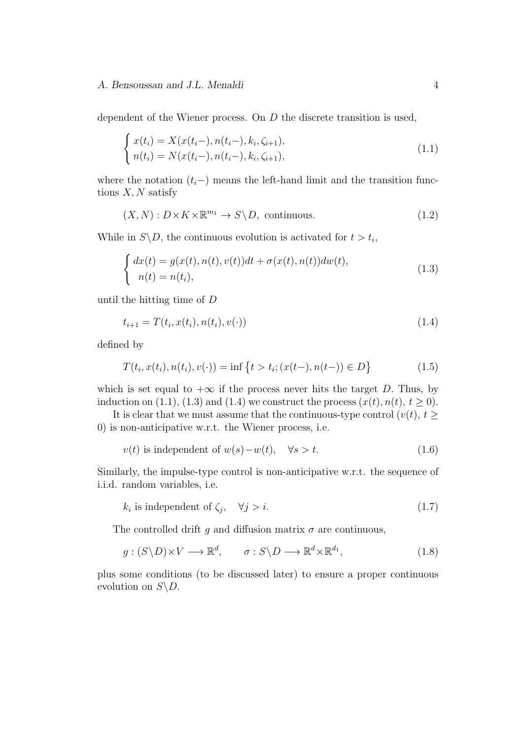dependent of the Wiener process. On $D$ the discrete transition is used,

$$
\begin{cases} x(t_i) = X(x(t_i-), n(t_i-), k_i, \zeta_{i+1}), \\ n(t_i) = N(x(t_i-), n(t_i-), k_i, \zeta_{i+1}), \end{cases} \tag{1.1}
$$

where the notation $(t_i-)$ means the left-hand limit and the transition functions $X, N$ satisfy

$$
(X, N) : D \times K \times \mathbb{R}^{m_1} \to S \setminus D, \text{ continuous.} \tag{1.2}
$$

While in $S \setminus D$, the continuous evolution is activated for $t > t_i$,

$$
\begin{cases} dx(t) = g(x(t), n(t), v(t))dt + \sigma(x(t), n(t))dw(t), \\ \ \ n(t) = n(t_i), \end{cases} \tag{1.3}
$$

until the hitting time of $D$

$$
t_{i+1} = T(t_i, x(t_i), n(t_i), v(\cdot)) \tag{1.4}
$$

defined by

$$
T(t_i, x(t_i), n(t_i), v(\cdot)) = \inf \big\{ t > t_i ; (x(t-), n(t-)) \in D \big\} \tag{1.5}
$$

which is set equal to $+\infty$ if the process never hits the target $D$. Thus, by induction on (1.1), (1.3) and (1.4) we construct the process $(x(t), n(t),\ t \geq 0)$.

It is clear that we must assume that the continuous-type control $(v(t),\ t \geq 0)$ is non-anticipative w.r.t. the Wiener process, i.e.

$$
v(t) \text{ is independent of } w(s) - w(t), \quad \forall s > t. \tag{1.6}
$$

Similarly, the impulse-type control is non-anticipative w.r.t. the sequence of i.i.d. random variables, i.e.

$$
k_i \text{ is independent of } \zeta_j, \quad \forall j > i. \tag{1.7}
$$

The controlled drift $g$ and diffusion matrix $\sigma$ are continuous,

$$
g : (S \setminus D) \times V \longrightarrow \mathbb{R}^d, \qquad \sigma : S \setminus D \longrightarrow \mathbb{R}^d \times \mathbb{R}^{d_1}, \tag{1.8}
$$

plus some conditions (to be discussed later) to ensure a proper continuous evolution on $S \setminus D$.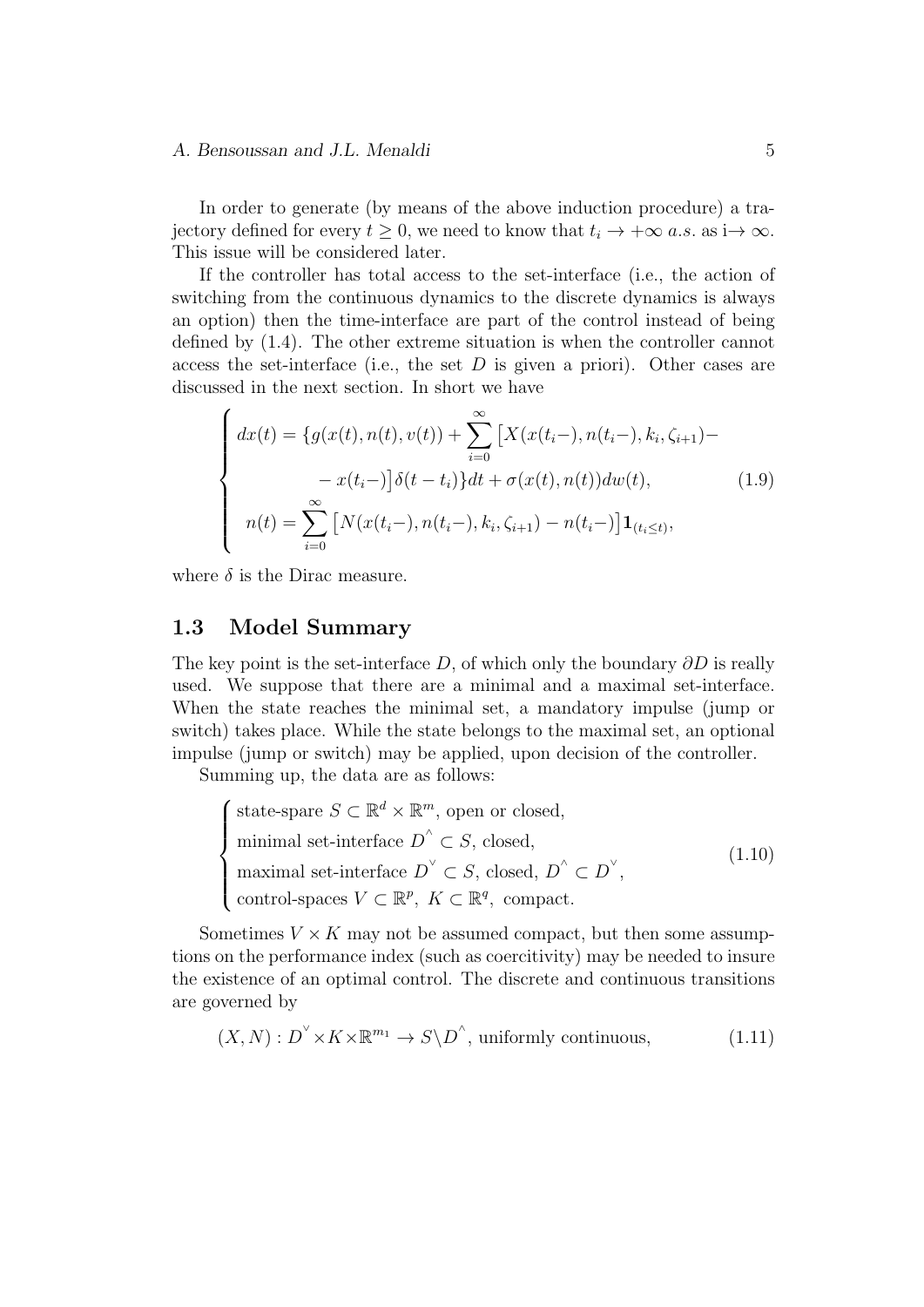In order to generate (by means of the above induction procedure) a trajectory defined for every $t \geq 0$, we need to know that $t_i \to +\infty$ $a.s.$ as i$\to \infty$. This issue will be considered later.

If the controller has total access to the set-interface (i.e., the action of switching from the continuous dynamics to the discrete dynamics is always an option) then the time-interface are part of the control instead of being defined by (1.4). The other extreme situation is when the controller cannot access the set-interface (i.e., the set $D$ is given a priori). Other cases are discussed in the next section. In short we have

$$
\begin{cases}
dx(t) = \{g(x(t), n(t), v(t)) + \displaystyle\sum_{i=0}^{\infty} \big[X(x(t_i-), n(t_i-), k_i, \zeta_{i+1}) - \\
\qquad - x(t_i-)\big]\delta(t - t_i)\}dt + \sigma(x(t), n(t))dw(t), \\
n(t) = \displaystyle\sum_{i=0}^{\infty} \big[N(x(t_i-), n(t_i-), k_i, \zeta_{i+1}) - n(t_i-)\big]\mathbf{1}_{(t_i \leq t)},
\end{cases}
\tag{1.9}
$$

where $\delta$ is the Dirac measure.

## 1.3 Model Summary

The key point is the set-interface $D$, of which only the boundary $\partial D$ is really used. We suppose that there are a minimal and a maximal set-interface. When the state reaches the minimal set, a mandatory impulse (jump or switch) takes place. While the state belongs to the maximal set, an optional impulse (jump or switch) may be applied, upon decision of the controller.

Summing up, the data are as follows:

$$
\begin{cases}
\text{state-spare } S \subset \mathbb{R}^d \times \mathbb{R}^m, \text{ open or closed}, \\
\text{minimal set-interface } D^{\wedge} \subset S, \text{ closed}, \\
\text{maximal set-interface } D^{\vee} \subset S, \text{ closed}, \ D^{\wedge} \subset D^{\vee}, \\
\text{control-spaces } V \subset \mathbb{R}^p, \ K \subset \mathbb{R}^q, \ \text{compact}.
\end{cases}
\tag{1.10}
$$

Sometimes $V \times K$ may not be assumed compact, but then some assumptions on the performance index (such as coercitivity) may be needed to insure the existence of an optimal control. The discrete and continuous transitions are governed by

$$
(X, N) : D^{\vee} \times K \times \mathbb{R}^{m_1} \to S \setminus D^{\wedge}, \text{ uniformly continuous}, \tag{1.11}
$$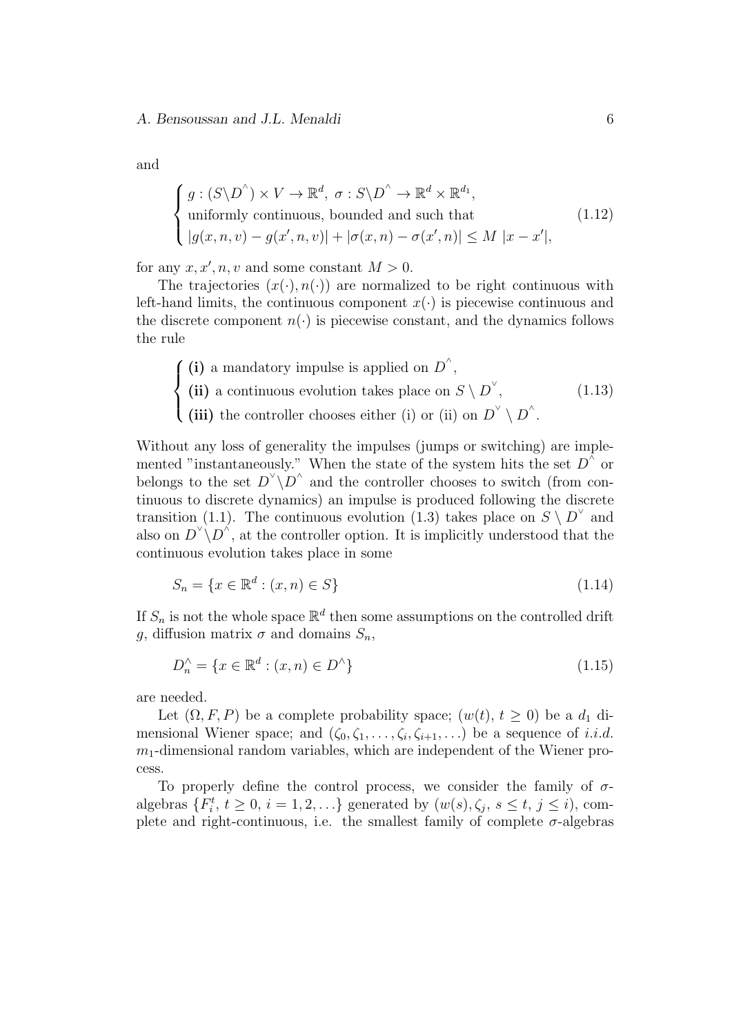and

$$
\begin{cases}
g : (S \backslash D^{\wedge}) \times V \to \mathbb{R}^d, \; \sigma : S \backslash D^{\wedge} \to \mathbb{R}^d \times \mathbb{R}^{d_1}, \\
\text{uniformly continuous, bounded and such that} \\
|g(x,n,v) - g(x',n,v)| + |\sigma(x,n) - \sigma(x',n)| \leq M \; |x - x'|,
\end{cases}
\tag{1.12}
$$

for any $x, x', n, v$ and some constant $M > 0$.

The trajectories $(x(\cdot), n(\cdot))$ are normalized to be right continuous with left-hand limits, the continuous component $x(\cdot)$ is piecewise continuous and the discrete component $n(\cdot)$ is piecewise constant, and the dynamics follows the rule

$$
\begin{cases}
\textbf{(i)} \text{ a mandatory impulse is applied on } D^{\wedge}, \\
\textbf{(ii)} \text{ a continuous evolution takes place on } S \setminus D^{\vee}, \\
\textbf{(iii)} \text{ the controller chooses either (i) or (ii) on } D^{\vee} \setminus D^{\wedge}.
\end{cases}
\tag{1.13}
$$

Without any loss of generality the impulses (jumps or switching) are implemented "instantaneously." When the state of the system hits the set $D^{\wedge}$ or belongs to the set $D^{\vee} \backslash D^{\wedge}$ and the controller chooses to switch (from continuous to discrete dynamics) an impulse is produced following the discrete transition (1.1). The continuous evolution (1.3) takes place on $S \setminus D^{\vee}$ and also on $D^{\vee} \backslash D^{\wedge}$, at the controller option. It is implicitly understood that the continuous evolution takes place in some

$$
S_n = \{x \in \mathbb{R}^d : (x,n) \in S\}
\tag{1.14}
$$

If $S_n$ is not the whole space $\mathbb{R}^d$ then some assumptions on the controlled drift $g$, diffusion matrix $\sigma$ and domains $S_n$,

$$
D_n^{\wedge} = \{x \in \mathbb{R}^d : (x,n) \in D^{\wedge}\}
\tag{1.15}
$$

are needed.

Let $(\Omega, F, P)$ be a complete probability space; $(w(t), \, t \geq 0)$ be a $d_1$ dimensional Wiener space; and $(\zeta_0, \zeta_1, \ldots, \zeta_i, \zeta_{i+1}, \ldots)$ be a sequence of *i.i.d.* $m_1$-dimensional random variables, which are independent of the Wiener process.

To properly define the control process, we consider the family of $\sigma$-algebras $\{F_i^t, \, t \geq 0, \, i = 1, 2, \ldots\}$ generated by $(w(s), \zeta_j, \, s \leq t, \, j \leq i)$, complete and right-continuous, i.e. the smallest family of complete $\sigma$-algebras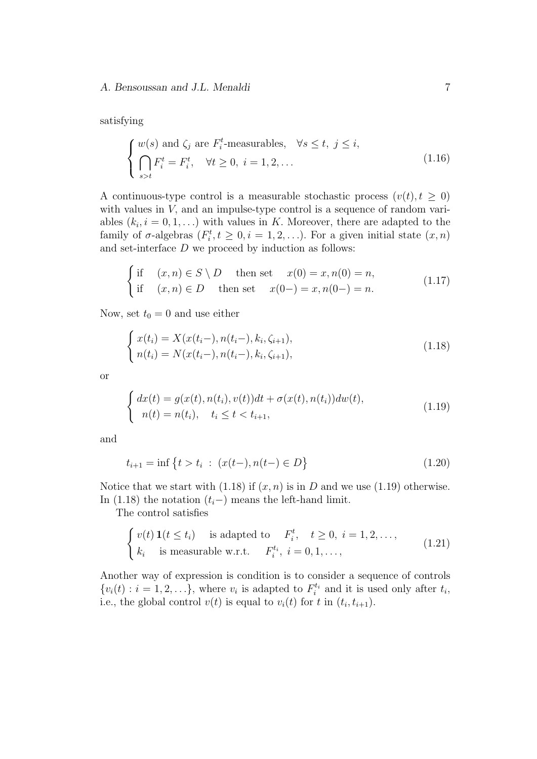satisfying

$$
\begin{cases} w(s) \text{ and } \zeta_j \text{ are } F_i^t\text{-measurables}, \quad \forall s \leq t, \ j \leq i, \\ \displaystyle\bigcap_{s>t} F_i^t = F_i^t, \quad \forall t \geq 0, \ i = 1, 2, \ldots \end{cases} \tag{1.16}
$$

A continuous-type control is a measurable stochastic process $(v(t), t \geq 0)$ with values in $V$, and an impulse-type control is a sequence of random variables $(k_i, i = 0, 1, \ldots)$ with values in $K$. Moreover, there are adapted to the family of $\sigma$-algebras $(F_i^t, t \geq 0, i = 1, 2, \ldots)$. For a given initial state $(x, n)$ and set-interface $D$ we proceed by induction as follows:

$$
\begin{cases} \text{if} \quad (x, n) \in S \setminus D \quad \text{ then set } \quad x(0) = x, n(0) = n, \\ \text{if} \quad (x, n) \in D \quad \text{ then set } \quad x(0-) = x, n(0-) = n. \end{cases} \tag{1.17}
$$

Now, set $t_0 = 0$ and use either

$$
\begin{cases} x(t_i) = X(x(t_i-), n(t_i-), k_i, \zeta_{i+1}), \\ n(t_i) = N(x(t_i-), n(t_i-), k_i, \zeta_{i+1}), \end{cases} \tag{1.18}
$$

or

$$
\begin{cases} dx(t) = g(x(t), n(t_i), v(t))dt + \sigma(x(t), n(t_i))dw(t), \\ \ n(t) = n(t_i), \quad t_i \leq t < t_{i+1}, \end{cases} \tag{1.19}
$$

and

$$
t_{i+1} = \inf \big\{ t > t_i \ : \ (x(t-), n(t-) \in D \big\} \tag{1.20}
$$

Notice that we start with (1.18) if $(x, n)$ is in $D$ and we use (1.19) otherwise. In (1.18) the notation $(t_i-)$ means the left-hand limit.

The control satisfies

$$
\begin{cases} v(t) \, \mathbf{1}(t \leq t_i) \quad \text{ is adapted to } \quad F_i^t, \quad t \geq 0, \ i = 1, 2, \ldots, \\ k_i \quad \text{ is measurable w.r.t. } \quad F_i^{t_i}, \ i = 0, 1, \ldots, \end{cases} \tag{1.21}
$$

Another way of expression is condition is to consider a sequence of controls $\{v_i(t) : i = 1, 2, \ldots\}$, where $v_i$ is adapted to $F_i^{t_i}$ and it is used only after $t_i$, i.e., the global control $v(t)$ is equal to $v_i(t)$ for $t$ in $(t_i, t_{i+1})$.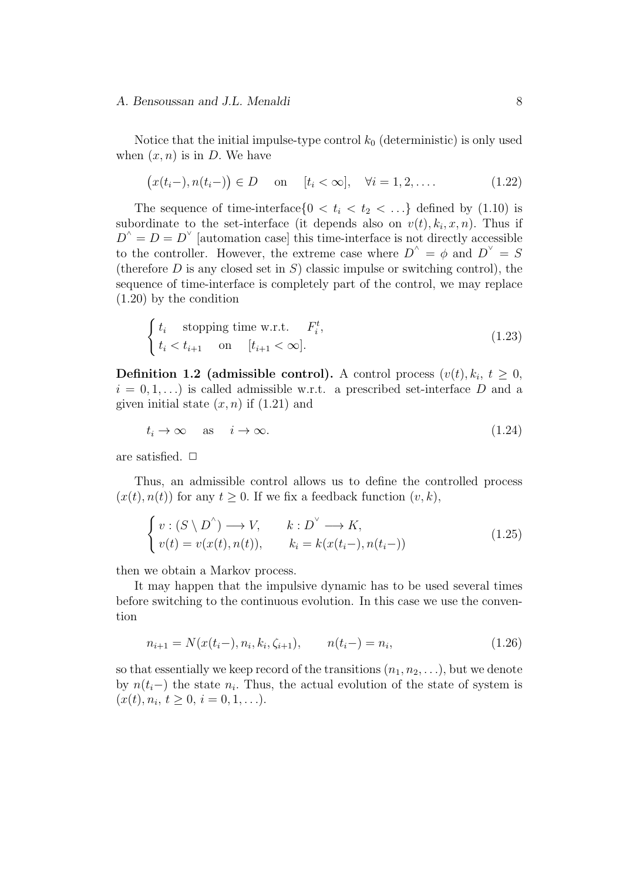Notice that the initial impulse-type control $k_0$ (deterministic) is only used when $(x, n)$ is in $D$. We have

$$\big(x(t_i-), n(t_i-)\big) \in D \quad \text{on} \quad [t_i < \infty], \quad \forall i = 1, 2, \ldots. \tag{1.22}$$

The sequence of time-interface$\{0 < t_i < t_2 < \ldots\}$ defined by (1.10) is subordinate to the set-interface (it depends also on $v(t), k_i, x, n$). Thus if $D^{\wedge} = D = D^{\vee}$ [automation case] this time-interface is not directly accessible to the controller. However, the extreme case where $D^{\wedge} = \phi$ and $D^{\vee} = S$ (therefore $D$ is any closed set in $S$) classic impulse or switching control), the sequence of time-interface is completely part of the control, we may replace (1.20) by the condition

$$\begin{cases} t_i \quad \text{stopping time w.r.t.} \quad F_i^t, \\ t_i < t_{i+1} \quad \text{on} \quad [t_{i+1} < \infty]. \end{cases} \tag{1.23}$$

**Definition 1.2 (admissible control).** A control process $(v(t), k_i,\ t \geq 0,\ i = 0, 1, \ldots)$ is called admissible w.r.t. a prescribed set-interface $D$ and a given initial state $(x, n)$ if (1.21) and

$$t_i \to \infty \quad \text{as} \quad i \to \infty. \tag{1.24}$$

are satisfied. $\square$

Thus, an admissible control allows us to define the controlled process $(x(t), n(t))$ for any $t \geq 0$. If we fix a feedback function $(v, k)$,

$$\begin{cases} v : (S \setminus D^{\wedge}) \longrightarrow V, \qquad k : D^{\vee} \longrightarrow K, \\ v(t) = v(x(t), n(t)), \qquad k_i = k(x(t_i-), n(t_i-)) \end{cases} \tag{1.25}$$

then we obtain a Markov process.

It may happen that the impulsive dynamic has to be used several times before switching to the continuous evolution. In this case we use the convention

$$n_{i+1} = N(x(t_i-), n_i, k_i, \zeta_{i+1}), \qquad n(t_i-) = n_i, \tag{1.26}$$

so that essentially we keep record of the transitions $(n_1, n_2, \ldots)$, but we denote by $n(t_i-)$ the state $n_i$. Thus, the actual evolution of the state of system is $(x(t), n_i,\ t \geq 0,\ i = 0, 1, \ldots)$.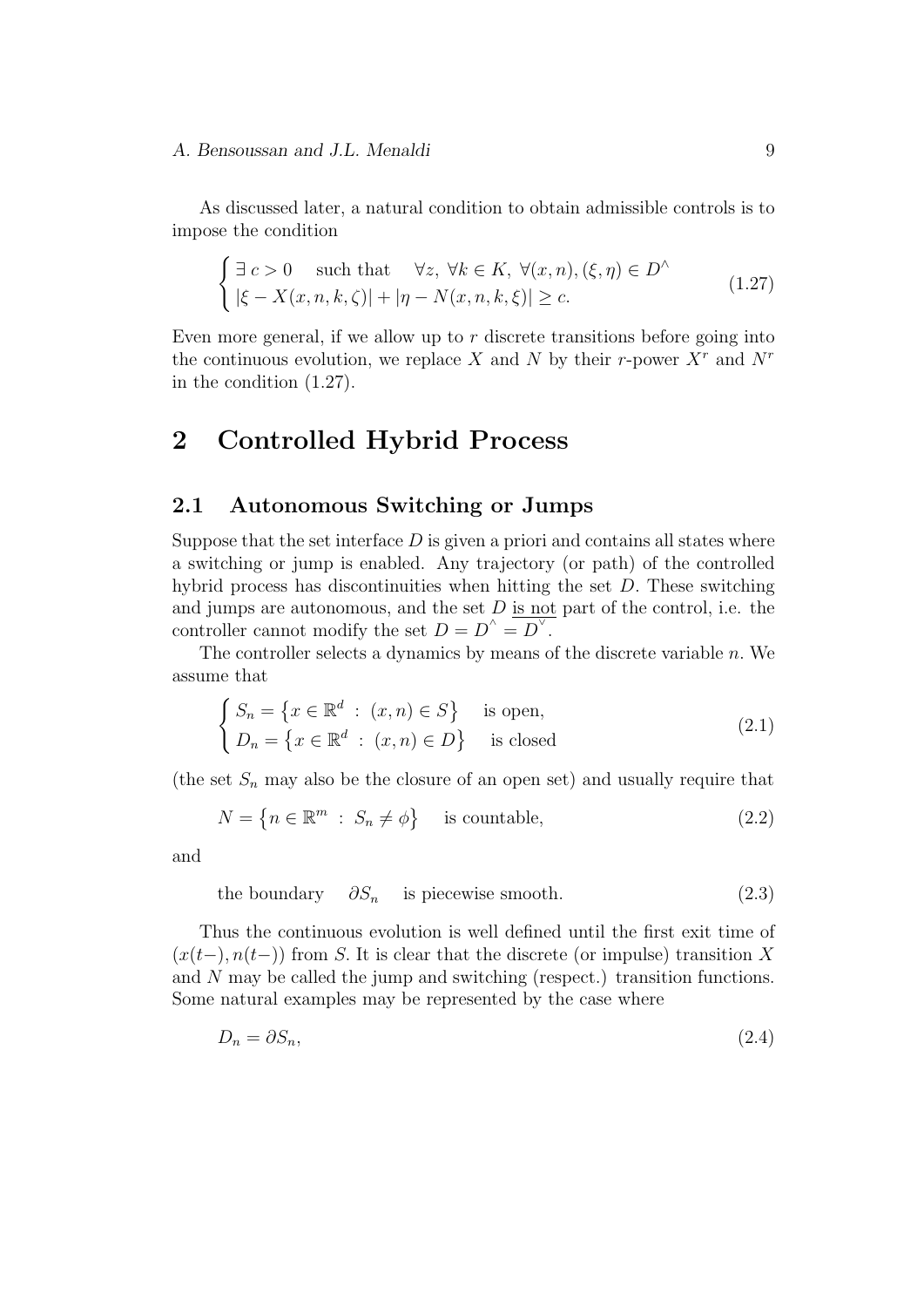As discussed later, a natural condition to obtain admissible controls is to impose the condition

$$
\begin{cases} \exists\, c > 0 \quad \text{such that} \quad \forall z,\ \forall k \in K,\ \forall (x,n), (\xi,\eta) \in D^{\wedge} \\ |\xi - X(x,n,k,\zeta)| + |\eta - N(x,n,k,\xi)| \geq c. \end{cases} \tag{1.27}
$$

Even more general, if we allow up to $r$ discrete transitions before going into the continuous evolution, we replace $X$ and $N$ by their $r$-power $X^r$ and $N^r$ in the condition (1.27).

## 2 Controlled Hybrid Process

### 2.1 Autonomous Switching or Jumps

Suppose that the set interface $D$ is given a priori and contains all states where a switching or jump is enabled. Any trajectory (or path) of the controlled hybrid process has discontinuities when hitting the set $D$. These switching and jumps are autonomous, and the set $D$ is not part of the control, i.e. the controller cannot modify the set $D = D^{\wedge} = D^{\vee}$.

The controller selects a dynamics by means of the discrete variable $n$. We assume that

$$
\begin{cases} S_n = \{ x \in \mathbb{R}^d \ : \ (x,n) \in S \} \quad \text{is open,} \\ D_n = \{ x \in \mathbb{R}^d \ : \ (x,n) \in D \} \quad \text{is closed} \end{cases} \tag{2.1}
$$

(the set $S_n$ may also be the closure of an open set) and usually require that

$$
N = \{ n \in \mathbb{R}^m \ : \ S_n \neq \phi \} \quad \text{is countable,} \tag{2.2}
$$

and

$$
\text{the boundary} \quad \partial S_n \quad \text{is piecewise smooth.} \tag{2.3}
$$

Thus the continuous evolution is well defined until the first exit time of $(x(t-), n(t-))$ from $S$. It is clear that the discrete (or impulse) transition $X$ and $N$ may be called the jump and switching (respect.) transition functions. Some natural examples may be represented by the case where

$$
D_n = \partial S_n, \tag{2.4}
$$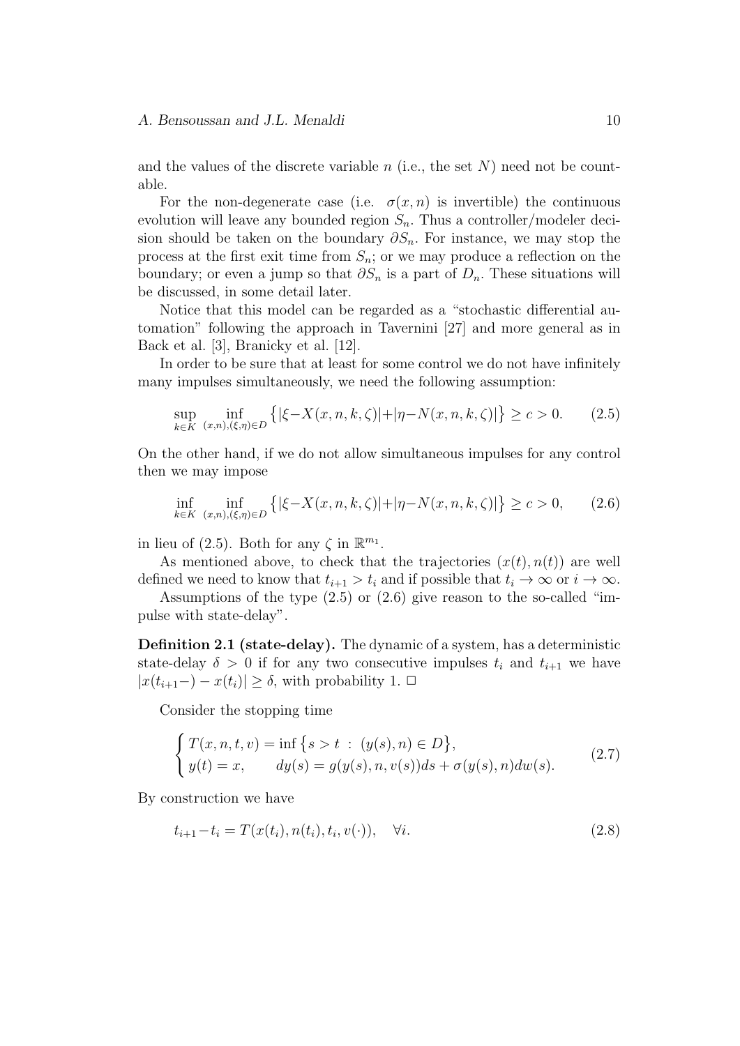and the values of the discrete variable $n$ (i.e., the set $N$) need not be countable.

For the non-degenerate case (i.e. $\sigma(x,n)$ is invertible) the continuous evolution will leave any bounded region $S_n$. Thus a controller/modeler decision should be taken on the boundary $\partial S_n$. For instance, we may stop the process at the first exit time from $S_n$; or we may produce a reflection on the boundary; or even a jump so that $\partial S_n$ is a part of $D_n$. These situations will be discussed, in some detail later.

Notice that this model can be regarded as a "stochastic differential automation" following the approach in Tavernini [27] and more general as in Back et al. [3], Branicky et al. [12].

In order to be sure that at least for some control we do not have infinitely many impulses simultaneously, we need the following assumption:

$$\sup_{k\in K} \inf_{(x,n),(\xi,\eta)\in D} \big\{|\xi - X(x,n,k,\zeta)| + |\eta - N(x,n,k,\zeta)|\big\} \geq c > 0. \tag{2.5}$$

On the other hand, if we do not allow simultaneous impulses for any control then we may impose

$$\inf_{k\in K} \inf_{(x,n),(\xi,\eta)\in D} \big\{|\xi - X(x,n,k,\zeta)| + |\eta - N(x,n,k,\zeta)|\big\} \geq c > 0, \tag{2.6}$$

in lieu of (2.5). Both for any $\zeta$ in $\mathbb{R}^{m_1}$.

As mentioned above, to check that the trajectories $(x(t),n(t))$ are well defined we need to know that $t_{i+1} > t_i$ and if possible that $t_i \to \infty$ or $i \to \infty$.

Assumptions of the type (2.5) or (2.6) give reason to the so-called "impulse with state-delay".

**Definition 2.1 (state-delay).** The dynamic of a system, has a deterministic state-delay $\delta > 0$ if for any two consecutive impulses $t_i$ and $t_{i+1}$ we have $|x(t_{i+1}-) - x(t_i)| \geq \delta$, with probability 1. □

Consider the stopping time

$$\begin{cases} T(x,n,t,v) = \inf\big\{s > t \;:\; (y(s),n) \in D\big\}, \\ y(t) = x, \qquad dy(s) = g(y(s),n,v(s))ds + \sigma(y(s),n)dw(s). \end{cases} \tag{2.7}$$

By construction we have

$$t_{i+1} - t_i = T(x(t_i),n(t_i),t_i,v(\cdot)), \quad \forall i. \tag{2.8}$$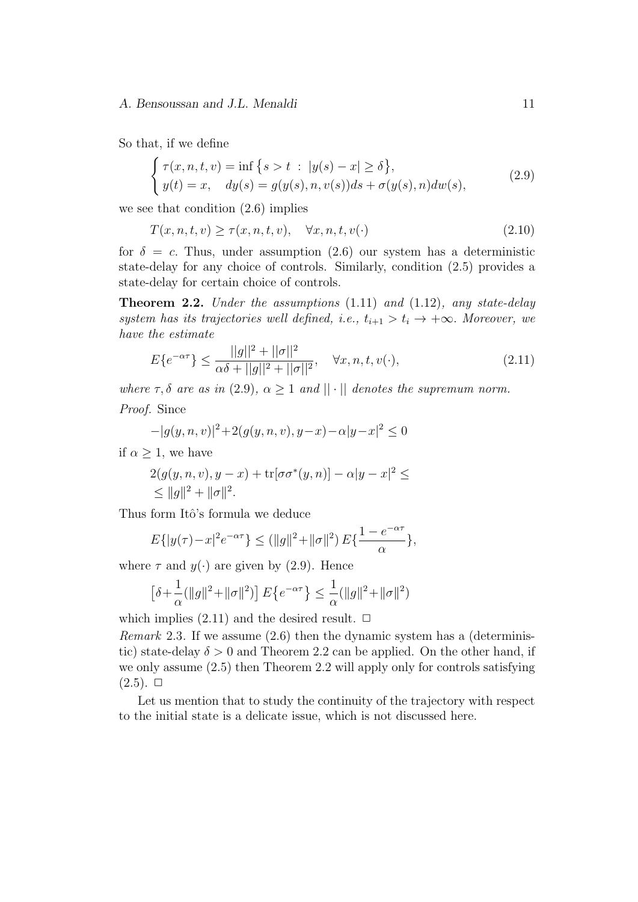So that, if we define

$$
\begin{cases} \tau(x,n,t,v) = \inf\big\{s > t \ : \ |y(s) - x| \geq \delta\big\}, \\ y(t) = x, \quad dy(s) = g(y(s), n, v(s))ds + \sigma(y(s), n)dw(s), \end{cases} \tag{2.9}
$$

we see that condition (2.6) implies

$$
T(x,n,t,v) \geq \tau(x,n,t,v), \quad \forall x, n, t, v(\cdot) \tag{2.10}
$$

for $\delta = c$. Thus, under assumption (2.6) our system has a deterministic state-delay for any choice of controls. Similarly, condition (2.5) provides a state-delay for certain choice of controls.

**Theorem 2.2.** *Under the assumptions* (1.11) *and* (1.12)*, any state-delay system has its trajectories well defined, i.e.,* $t_{i+1} > t_i \to +\infty$*. Moreover, we have the estimate*

$$
E\{e^{-\alpha\tau}\} \leq \frac{||g||^2 + ||\sigma||^2}{\alpha\delta + ||g||^2 + ||\sigma||^2}, \quad \forall x, n, t, v(\cdot), \tag{2.11}
$$

*where* $\tau, \delta$ *are as in* (2.9)*,* $\alpha \geq 1$ *and* $|| \cdot ||$ *denotes the supremum norm.*

*Proof.* Since

$$
-|g(y,n,v)|^2 + 2(g(y,n,v), y-x) - \alpha|y-x|^2 \leq 0
$$

if $\alpha \geq 1$, we have

$$
2(g(y,n,v), y-x) + \mathrm{tr}[\sigma\sigma^*(y,n)] - \alpha|y-x|^2 \leq \\ \leq \|g\|^2 + \|\sigma\|^2.
$$

Thus form Itô's formula we deduce

$$
E\{|y(\tau) - x|^2 e^{-\alpha\tau}\} \leq (\|g\|^2 + \|\sigma\|^2)\, E\{\frac{1 - e^{-\alpha\tau}}{\alpha}\},
$$

where $\tau$ and $y(\cdot)$ are given by (2.9). Hence

$$
\big[\delta + \frac{1}{\alpha}(\|g\|^2 + \|\sigma\|^2)\big]\, E\big\{e^{-\alpha\tau}\big\} \leq \frac{1}{\alpha}(\|g\|^2 + \|\sigma\|^2)
$$

which implies (2.11) and the desired result. $\square$

*Remark* 2.3. If we assume (2.6) then the dynamic system has a (deterministic) state-delay $\delta > 0$ and Theorem 2.2 can be applied. On the other hand, if we only assume (2.5) then Theorem 2.2 will apply only for controls satisfying (2.5). $\square$

Let us mention that to study the continuity of the trajectory with respect to the initial state is a delicate issue, which is not discussed here.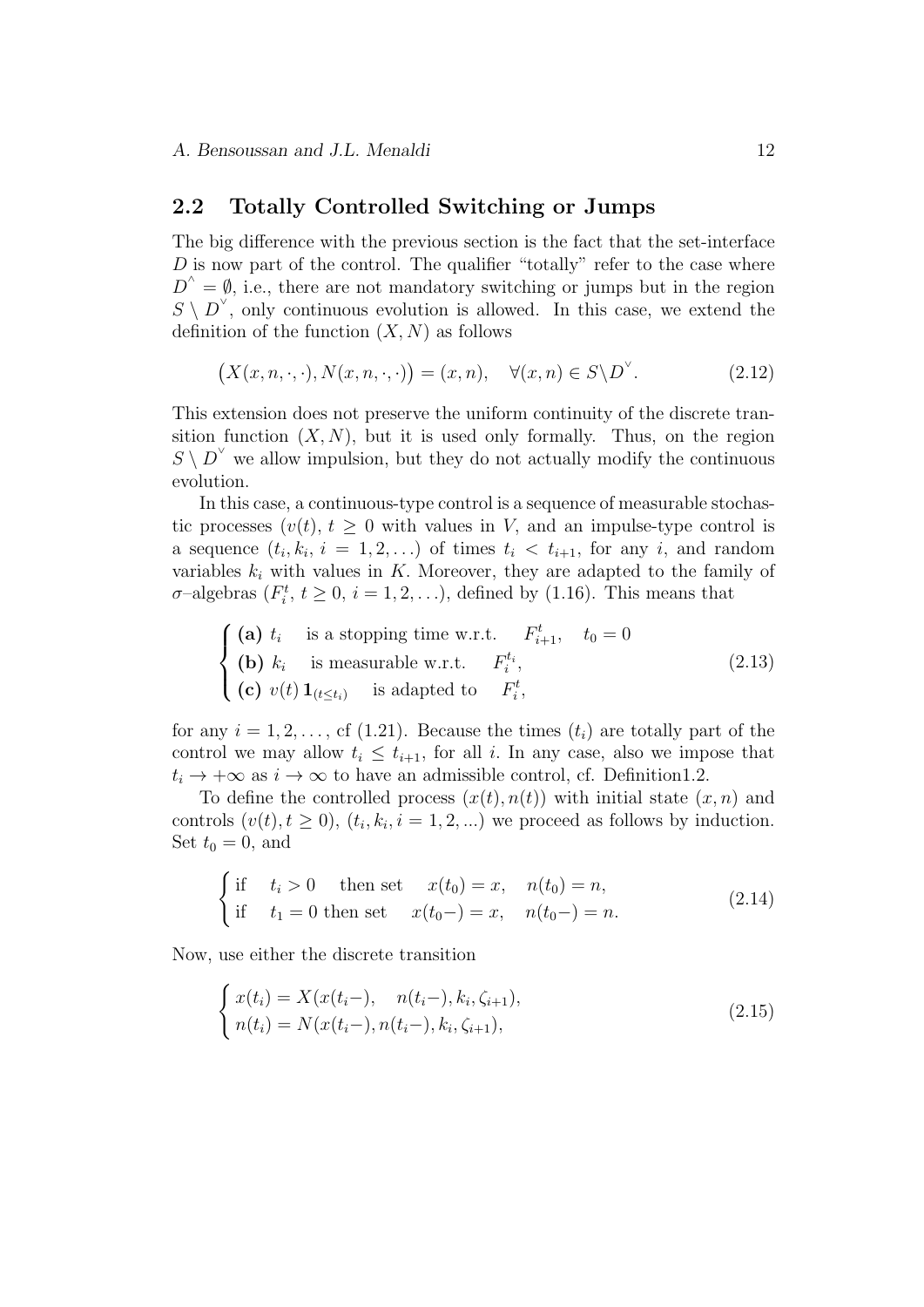## 2.2 Totally Controlled Switching or Jumps

The big difference with the previous section is the fact that the set-interface $D$ is now part of the control. The qualifier "totally" refer to the case where $D^{\wedge} = \emptyset$, i.e., there are not mandatory switching or jumps but in the region $S \setminus D^{\vee}$, only continuous evolution is allowed. In this case, we extend the definition of the function $(X, N)$ as follows

$$
\big(X(x,n,\cdot,\cdot), N(x,n,\cdot,\cdot)\big) = (x,n), \quad \forall (x,n) \in S \setminus D^{\vee}. \tag{2.12}
$$

This extension does not preserve the uniform continuity of the discrete transition function $(X, N)$, but it is used only formally. Thus, on the region $S \setminus D^{\vee}$ we allow impulsion, but they do not actually modify the continuous evolution.

In this case, a continuous-type control is a sequence of measurable stochastic processes $(v(t),\, t \ge 0$ with values in $V$, and an impulse-type control is a sequence $(t_i, k_i,\, i = 1, 2, \ldots)$ of times $t_i < t_{i+1}$, for any $i$, and random variables $k_i$ with values in $K$. Moreover, they are adapted to the family of $\sigma$–algebras $(F_i^t,\, t \ge 0,\, i = 1, 2, \ldots)$, defined by (1.16). This means that

$$
\begin{cases}
\textbf{(a)}\ t_i \quad \text{is a stopping time w.r.t.} \quad F_{i+1}^t, \quad t_0 = 0 \\
\textbf{(b)}\ k_i \quad \text{is measurable w.r.t.} \quad F_i^{t_i}, \\
\textbf{(c)}\ v(t)\, \mathbf{1}_{(t \le t_i)} \quad \text{is adapted to} \quad F_i^t,
\end{cases} \tag{2.13}
$$

for any $i = 1, 2, \ldots$, cf (1.21). Because the times $(t_i)$ are totally part of the control we may allow $t_i \le t_{i+1}$, for all $i$. In any case, also we impose that $t_i \to +\infty$ as $i \to \infty$ to have an admissible control, cf. Definition1.2.

To define the controlled process $(x(t), n(t))$ with initial state $(x, n)$ and controls $(v(t), t \ge 0)$, $(t_i, k_i, i = 1, 2, ...)$ we proceed as follows by induction. Set $t_0 = 0$, and

$$
\begin{cases}
\text{if} \quad t_i > 0 \quad \text{then set} \quad x(t_0) = x, \quad n(t_0) = n, \\
\text{if} \quad t_1 = 0 \text{ then set} \quad x(t_0-) = x, \quad n(t_0-) = n.
\end{cases} \tag{2.14}
$$

Now, use either the discrete transition

$$
\begin{cases}
x(t_i) = X(x(t_i-), \quad n(t_i-), k_i, \zeta_{i+1}), \\
n(t_i) = N(x(t_i-), n(t_i-), k_i, \zeta_{i+1}),
\end{cases} \tag{2.15}
$$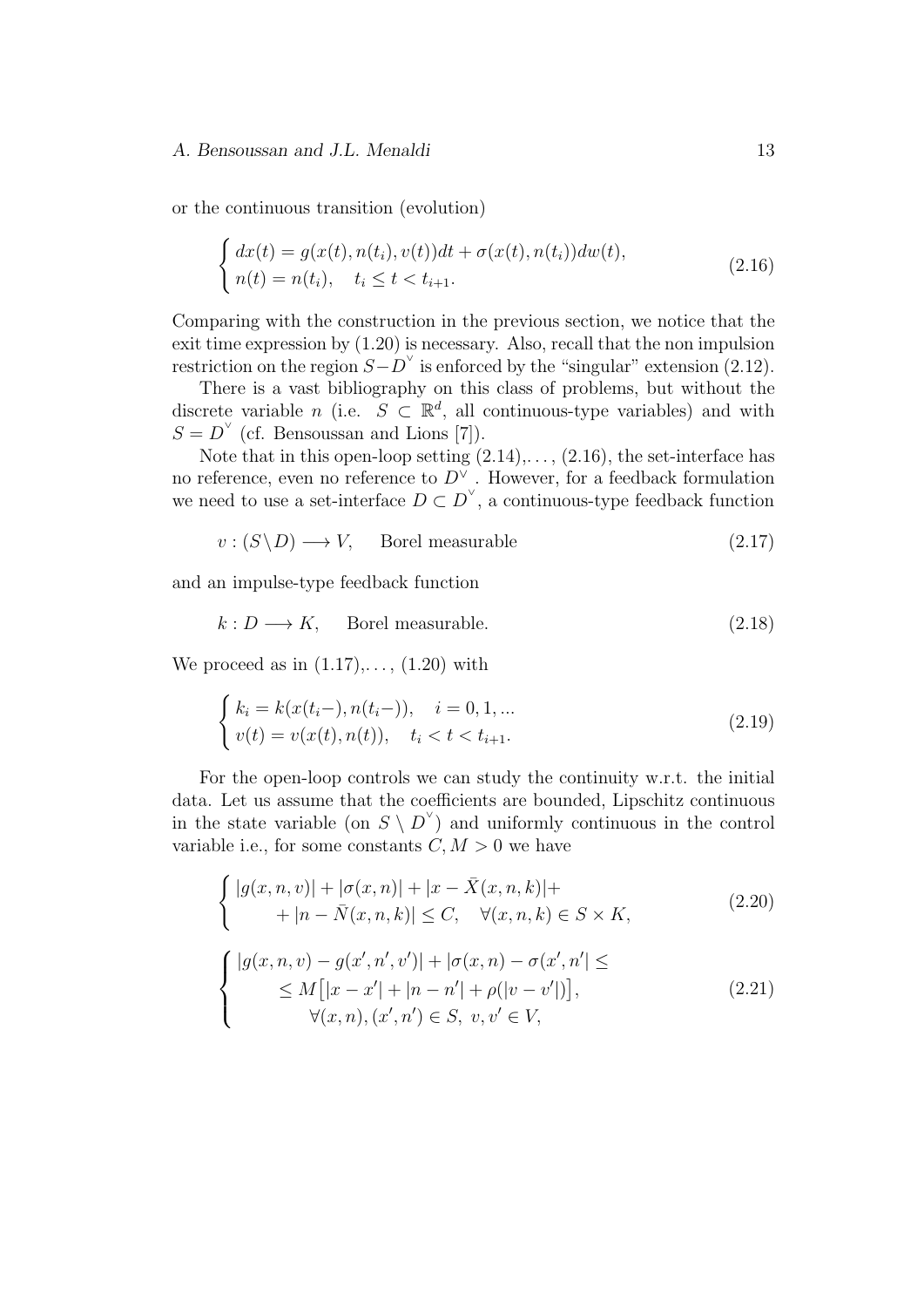or the continuous transition (evolution)

$$
\begin{cases} dx(t) = g(x(t), n(t_i), v(t))dt + \sigma(x(t), n(t_i))dw(t), \\ n(t) = n(t_i), \quad t_i \le t < t_{i+1}. \end{cases} \tag{2.16}
$$

Comparing with the construction in the previous section, we notice that the exit time expression by (1.20) is necessary. Also, recall that the non impulsion restriction on the region $S - D^{\vee}$ is enforced by the "singular" extension (2.12).

There is a vast bibliography on this class of problems, but without the discrete variable $n$ (i.e. $S \subset \mathbb{R}^d$, all continuous-type variables) and with $S = D^{\vee}$ (cf. Bensoussan and Lions [7]).

Note that in this open-loop setting (2.14),. . . , (2.16), the set-interface has no reference, even no reference to $D^{\vee}$. However, for a feedback formulation we need to use a set-interface $D \subset D^{\vee}$, a continuous-type feedback function

$$
v : (S \setminus D) \longrightarrow V, \qquad \text{Borel measurable} \tag{2.17}
$$

and an impulse-type feedback function

$$
k : D \longrightarrow K, \qquad \text{Borel measurable.} \tag{2.18}
$$

We proceed as in (1.17),. . . , (1.20) with

$$
\begin{cases} k_i = k(x(t_i-), n(t_i-)), \quad i = 0, 1, ... \\ v(t) = v(x(t), n(t)), \quad t_i < t < t_{i+1}. \end{cases} \tag{2.19}
$$

For the open-loop controls we can study the continuity w.r.t. the initial data. Let us assume that the coefficients are bounded, Lipschitz continuous in the state variable (on $S \setminus D^{\vee}$) and uniformly continuous in the control variable i.e., for some constants $C, M > 0$ we have

$$
\begin{cases} |g(x, n, v)| + |\sigma(x, n)| + |x - \bar{X}(x, n, k)| + \\ \qquad + |n - \bar{N}(x, n, k)| \le C, \quad \forall (x, n, k) \in S \times K, \end{cases} \tag{2.20}
$$

$$
\begin{cases} |g(x, n, v) - g(x', n', v')| + |\sigma(x, n) - \sigma(x', n'| \le \\ \qquad \le M\big[|x - x'| + |n - n'| + \rho(|v - v'|)\big], \\ \qquad\qquad \forall (x, n), (x', n') \in S, \ v, v' \in V, \end{cases} \tag{2.21}
$$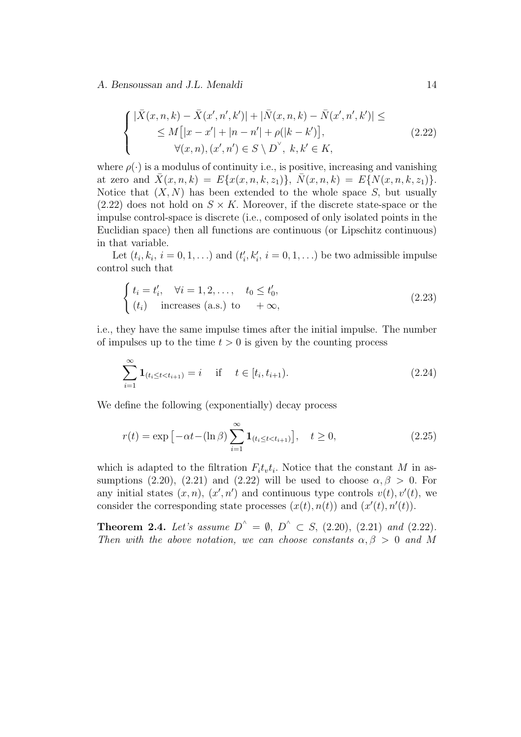$$
\begin{cases}
|\bar{X}(x,n,k) - \bar{X}(x',n',k')| + |\bar{N}(x,n,k) - \bar{N}(x',n',k')| \leq \\
\qquad \leq M\big[|x-x'| + |n-n'| + \rho(|k-k'|)\big], \\
\qquad\qquad \forall (x,n),(x',n') \in S \setminus D^{\vee},\ k,k' \in K,
\end{cases}
\tag{2.22}
$$

where $\rho(\cdot)$ is a modulus of continuity i.e., is positive, increasing and vanishing at zero and $\bar{X}(x,n,k) = E\{x(x,n,k,z_1)\}$, $\bar{N}(x,n,k) = E\{N(x,n,k,z_1)\}$. Notice that $(X,N)$ has been extended to the whole space $S$, but usually (2.22) does not hold on $S \times K$. Moreover, if the discrete state-space or the impulse control-space is discrete (i.e., composed of only isolated points in the Euclidian space) then all functions are continuous (or Lipschitz continuous) in that variable.

Let $(t_i, k_i,\ i = 0,1,\ldots)$ and $(t'_i, k'_i,\ i = 0,1,\ldots)$ be two admissible impulse control such that

$$
\begin{cases}
t_i = t'_i, \quad \forall i = 1,2,\ldots, \quad t_0 \leq t'_0, \\
(t_i) \quad \text{increases (a.s.) to} \quad +\infty,
\end{cases}
\tag{2.23}
$$

i.e., they have the same impulse times after the initial impulse. The number of impulses up to the time $t > 0$ is given by the counting process

$$
\sum_{i=1}^{\infty} \mathbf{1}_{(t_i \leq t < t_{i+1})} = i \quad \text{ if } \quad t \in [t_i, t_{i+1}).
\tag{2.24}
$$

We define the following (exponentially) decay process

$$
r(t) = \exp\big[-\alpha t - (\ln\beta) \sum_{i=1}^{\infty} \mathbf{1}_{(t_i \leq t < t_{i+1})}\big], \quad t \geq 0,
\tag{2.25}
$$

which is adapted to the filtration $F_i t_v t_i$. Notice that the constant $M$ in assumptions (2.20), (2.21) and (2.22) will be used to choose $\alpha, \beta > 0$. For any initial states $(x,n)$, $(x',n')$ and continuous type controls $v(t), v'(t)$, we consider the corresponding state processes $(x(t),n(t))$ and $(x'(t),n'(t))$.

**Theorem 2.4.** *Let's assume $D^{\wedge} = \emptyset$, $D^{\wedge} \subset S$, (2.20), (2.21) and (2.22). Then with the above notation, we can choose constants $\alpha, \beta > 0$ and $M$*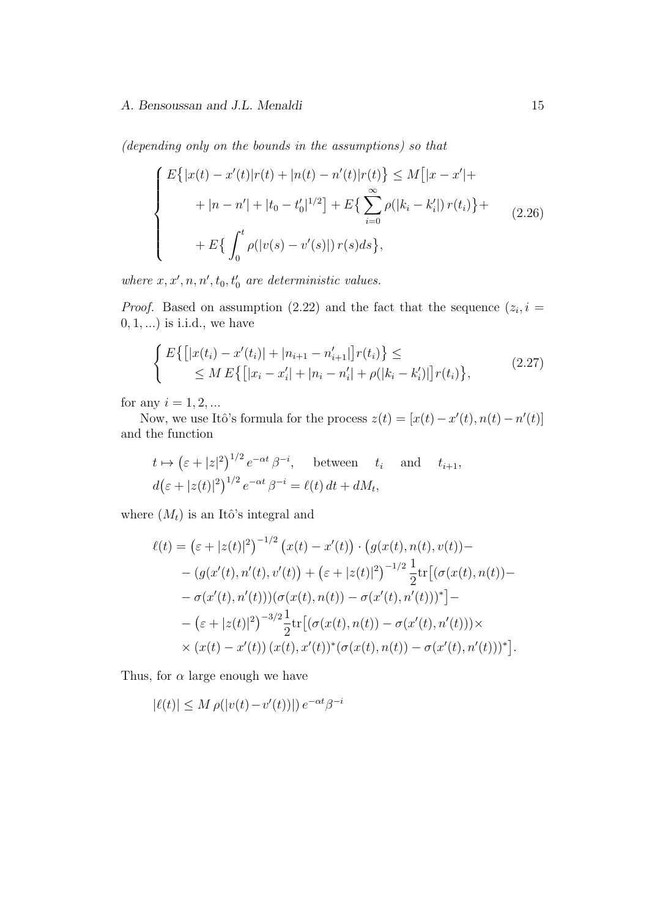*(depending only on the bounds in the assumptions) so that*

$$
\begin{cases}
E\big\{|x(t)-x'(t)|r(t)+|n(t)-n'(t)|r(t)\big\} \le M\big[|x-x'|+ \\
\qquad +|n-n'|+|t_0-t_0'|^{1/2}\big]+E\big\{\displaystyle\sum_{i=0}^{\infty}\rho(|k_i-k_i'|)\,r(t_i)\big\}+ \\
\qquad +E\big\{\displaystyle\int_0^t \rho(|v(s)-v'(s)|)\,r(s)ds\big\},
\end{cases}
\tag{2.26}
$$

*where $x, x', n, n', t_0, t_0'$ are deterministic values.*

*Proof.* Based on assumption (2.22) and the fact that the sequence $(z_i, i = 0, 1, ...)$ is i.i.d., we have

$$
\begin{cases}
E\big\{\big[|x(t_i)-x'(t_i)|+|n_{i+1}-n_{i+1}'|\big]r(t_i)\big\} \le \\
\qquad \le M\, E\big\{\big[|x_i-x_i'|+|n_i-n_i'|+\rho(|k_i-k_i')|\big]r(t_i)\big\},
\end{cases}
\tag{2.27}
$$

for any $i = 1, 2, ...$

Now, we use Itô's formula for the process $z(t) = [x(t) - x'(t), n(t) - n'(t)]$ and the function

$$
\begin{aligned}
& t \mapsto \big(\varepsilon+|z|^2\big)^{1/2} e^{-\alpha t}\beta^{-i}, \quad \text{between} \quad t_i \quad \text{and} \quad t_{i+1}, \\
& d\big(\varepsilon+|z(t)|^2\big)^{1/2} e^{-\alpha t}\beta^{-i} = \ell(t)\,dt + dM_t,
\end{aligned}
$$

where $(M_t)$ is an Itô's integral and

$$
\begin{aligned}
\ell(t) = & \big(\varepsilon+|z(t)|^2\big)^{-1/2}\big(x(t)-x'(t)\big)\cdot\big(g(x(t),n(t),v(t))- \\
& -(g(x'(t),n'(t),v'(t)\big)+\big(\varepsilon+|z(t)|^2\big)^{-1/2}\frac{1}{2}\mathrm{tr}\big[(\sigma(x(t),n(t))- \\
& -\sigma(x'(t),n'(t)))(\sigma(x(t),n(t))-\sigma(x'(t),n'(t)))^*\big]- \\
& -\big(\varepsilon+|z(t)|^2\big)^{-3/2}\frac{1}{2}\mathrm{tr}\big[(\sigma(x(t),n(t))-\sigma(x'(t),n'(t)))\times \\
& \times(x(t)-x'(t))\,(x(t),x'(t))^*(\sigma(x(t),n(t))-\sigma(x'(t),n'(t)))^*\big].
\end{aligned}
$$

Thus, for $\alpha$ large enough we have

$$
|\ell(t)| \le M\,\rho(|v(t)-v'(t))|)\,e^{-\alpha t}\beta^{-i}
$$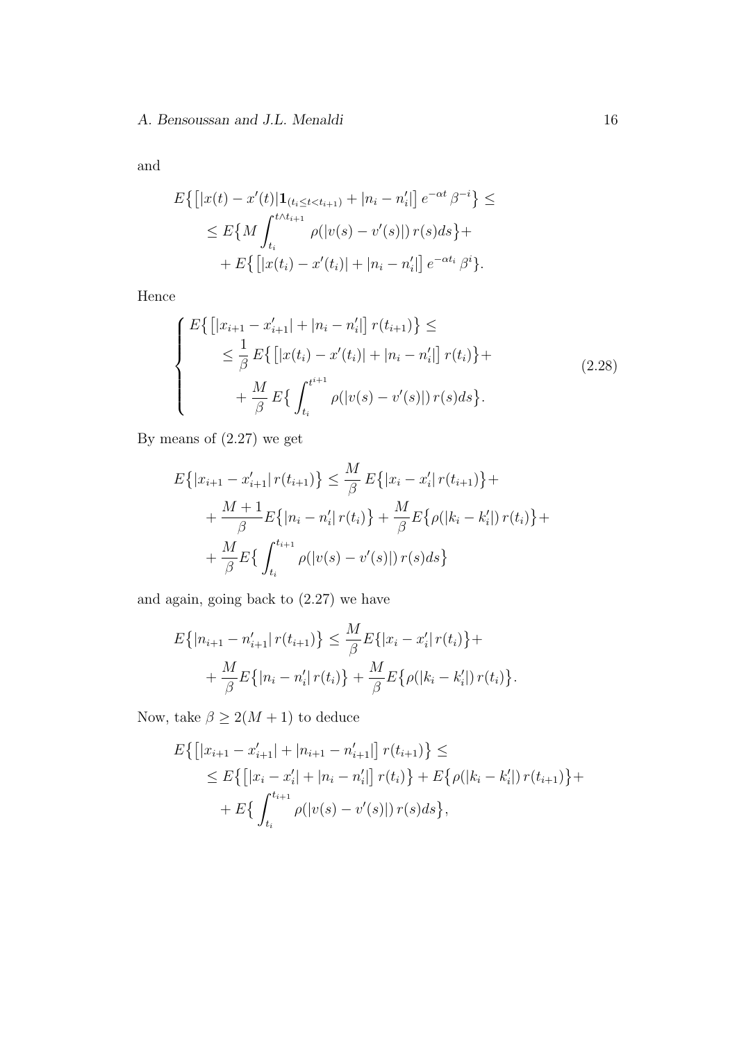and

$$
\begin{aligned}
&E\big\{\big[|x(t)-x'(t)|\mathbf{1}_{(t_i\le t<t_{i+1})}+|n_i-n_i'|\big]\,e^{-\alpha t}\,\beta^{-i}\big\}\le\\
&\quad\le E\big\{M\int_{t_i}^{t\wedge t_{i+1}}\rho(|v(s)-v'(s)|)\,r(s)ds\big\}+\\
&\qquad+E\big\{\big[|x(t_i)-x'(t_i)|+|n_i-n_i'|\big]\,e^{-\alpha t_i}\,\beta^{i}\big\}.
\end{aligned}
$$

Hence

$$
\left\{
\begin{aligned}
&E\big\{\big[|x_{i+1}-x_{i+1}'|+|n_i-n_i'|\big]\,r(t_{i+1})\big\}\le\\
&\quad\le\frac{1}{\beta}\,E\big\{\big[|x(t_i)-x'(t_i)|+|n_i-n_i'|\big]\,r(t_i)\big\}+\\
&\qquad+\frac{M}{\beta}\,E\big\{\int_{t_i}^{t^{i+1}}\rho(|v(s)-v'(s)|)\,r(s)ds\big\}.
\end{aligned}
\right.
\tag{2.28}
$$

By means of (2.27) we get

$$
\begin{aligned}
&E\big\{|x_{i+1}-x_{i+1}'|\,r(t_{i+1})\big\}\le\frac{M}{\beta}\,E\big\{|x_i-x_i'|\,r(t_{i+1})\big\}+\\
&\quad+\frac{M+1}{\beta}E\big\{|n_i-n_i'|\,r(t_i)\big\}+\frac{M}{\beta}E\big\{\rho(|k_i-k_i'|)\,r(t_i)\big\}+\\
&\quad+\frac{M}{\beta}E\big\{\int_{t_i}^{t_{i+1}}\rho(|v(s)-v'(s)|)\,r(s)ds\big\}
\end{aligned}
$$

and again, going back to (2.27) we have

$$
\begin{aligned}
&E\big\{|n_{i+1}-n_{i+1}'|\,r(t_{i+1})\big\}\le\frac{M}{\beta}E\{|x_i-x_i'|\,r(t_i)\big\}+\\
&\quad+\frac{M}{\beta}E\big\{|n_i-n_i'|\,r(t_i)\big\}+\frac{M}{\beta}E\big\{\rho(|k_i-k_i'|)\,r(t_i)\big\}.
\end{aligned}
$$

Now, take $\beta\ge 2(M+1)$ to deduce

$$
\begin{aligned}
&E\big\{\big[|x_{i+1}-x_{i+1}'|+|n_{i+1}-n_{i+1}'|\big]\,r(t_{i+1})\big\}\le\\
&\quad\le E\big\{\big[|x_i-x_i'|+|n_i-n_i'|\big]\,r(t_i)\big\}+E\big\{\rho(|k_i-k_i'|)\,r(t_{i+1})\big\}+\\
&\quad+E\big\{\int_{t_i}^{t_{i+1}}\rho(|v(s)-v'(s)|)\,r(s)ds\big\},
\end{aligned}
$$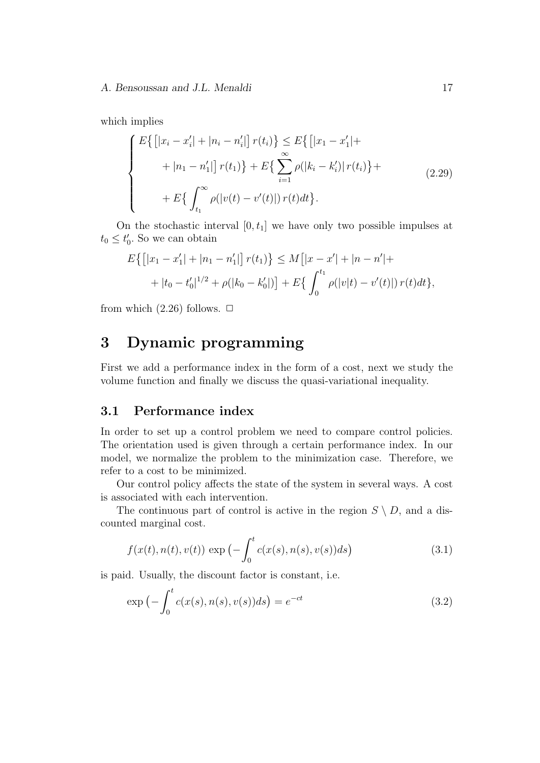which implies

$$
\left\{
\begin{aligned}
& E\big\{\big[|x_i - x_i'| + |n_i - n_i'|\big]\, r(t_i)\big\} \le E\big\{\big[|x_1 - x_1'| + \\
& \quad + |n_1 - n_1'|\big]\, r(t_1)\big\} + E\big\{\sum_{i=1}^{\infty} \rho(|k_i - k_i'|\, r(t_i)\big\} + \\
& \quad + E\big\{\int_{t_1}^{\infty} \rho(|v(t) - v'(t)|)\, r(t) dt\big\}.
\end{aligned}
\right.
\tag{2.29}
$$

On the stochastic interval $[0, t_1]$ we have only two possible impulses at $t_0 \le t_0'$. So we can obtain

$$
\begin{aligned}
& E\big\{\big[|x_1 - x_1'| + |n_1 - n_1'|\big]\, r(t_1)\big\} \le M\big[|x - x'| + |n - n'| + \\
& \quad + |t_0 - t_0'|^{1/2} + \rho(|k_0 - k_0'|)\big] + E\big\{\int_0^{t_1} \rho(|v|t) - v'(t)|)\, r(t) dt\big\},
\end{aligned}
$$

from which (2.26) follows. □

# 3 Dynamic programming

First we add a performance index in the form of a cost, next we study the volume function and finally we discuss the quasi-variational inequality.

## 3.1 Performance index

In order to set up a control problem we need to compare control policies. The orientation used is given through a certain performance index. In our model, we normalize the problem to the minimization case. Therefore, we refer to a cost to be minimized.

Our control policy affects the state of the system in several ways. A cost is associated with each intervention.

The continuous part of control is active in the region $S \setminus D$, and a discounted marginal cost.

$$
f(x(t), n(t), v(t)) \,\exp\big(-\int_0^t c(x(s), n(s), v(s)) ds\big) \tag{3.1}
$$

is paid. Usually, the discount factor is constant, i.e.

$$
\exp\big(-\int_0^t c(x(s), n(s), v(s)) ds\big) = e^{-ct} \tag{3.2}
$$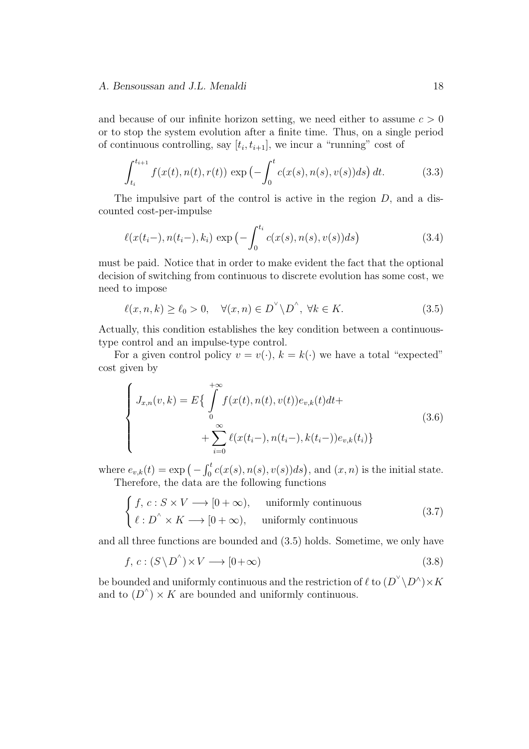and because of our infinite horizon setting, we need either to assume $c > 0$ or to stop the system evolution after a finite time. Thus, on a single period of continuous controlling, say $[t_i, t_{i+1}]$, we incur a "running" cost of

$$\int_{t_i}^{t_{i+1}} f(x(t), n(t), r(t)) \exp\big(-\int_0^t c(x(s), n(s), v(s))ds\big)\, dt. \tag{3.3}$$

The impulsive part of the control is active in the region $D$, and a discounted cost-per-impulse

$$\ell(x(t_i-), n(t_i-), k_i) \exp\big(-\int_0^{t_i} c(x(s), n(s), v(s))ds\big) \tag{3.4}$$

must be paid. Notice that in order to make evident the fact that the optional decision of switching from continuous to discrete evolution has some cost, we need to impose

$$\ell(x, n, k) \geq \ell_0 > 0, \quad \forall (x, n) \in D^{\vee} \setminus D^{\wedge},\ \forall k \in K. \tag{3.5}$$

Actually, this condition establishes the key condition between a continuous-type control and an impulse-type control.

For a given control policy $v = v(\cdot)$, $k = k(\cdot)$ we have a total "expected" cost given by

$$\begin{cases} J_{x,n}(v, k) = E\big\{ \displaystyle\int_0^{+\infty} f(x(t), n(t), v(t)) e_{v,k}(t) dt + \\ \qquad\qquad + \displaystyle\sum_{i=0}^{\infty} \ell(x(t_i-), n(t_i-), k(t_i-)) e_{v,k}(t_i) \big\} \end{cases} \tag{3.6}$$

where $e_{v,k}(t) = \exp\big(-\int_0^t c(x(s), n(s), v(s))ds\big)$, and $(x, n)$ is the initial state.

Therefore, the data are the following functions

$$\begin{cases} f,\, c : S \times V \longrightarrow [0 + \infty), & \text{uniformly continuous} \\ \ell : D^{\wedge} \times K \longrightarrow [0 + \infty), & \text{uniformly continuous} \end{cases} \tag{3.7}$$

and all three functions are bounded and (3.5) holds. Sometime, we only have

$$f,\, c : (S \setminus D^{\wedge}) \times V \longrightarrow [0 + \infty) \tag{3.8}$$

be bounded and uniformly continuous and the restriction of $\ell$ to $(D^{\vee} \setminus D^{\wedge}) \times K$ and to $(D^{\wedge}) \times K$ are bounded and uniformly continuous.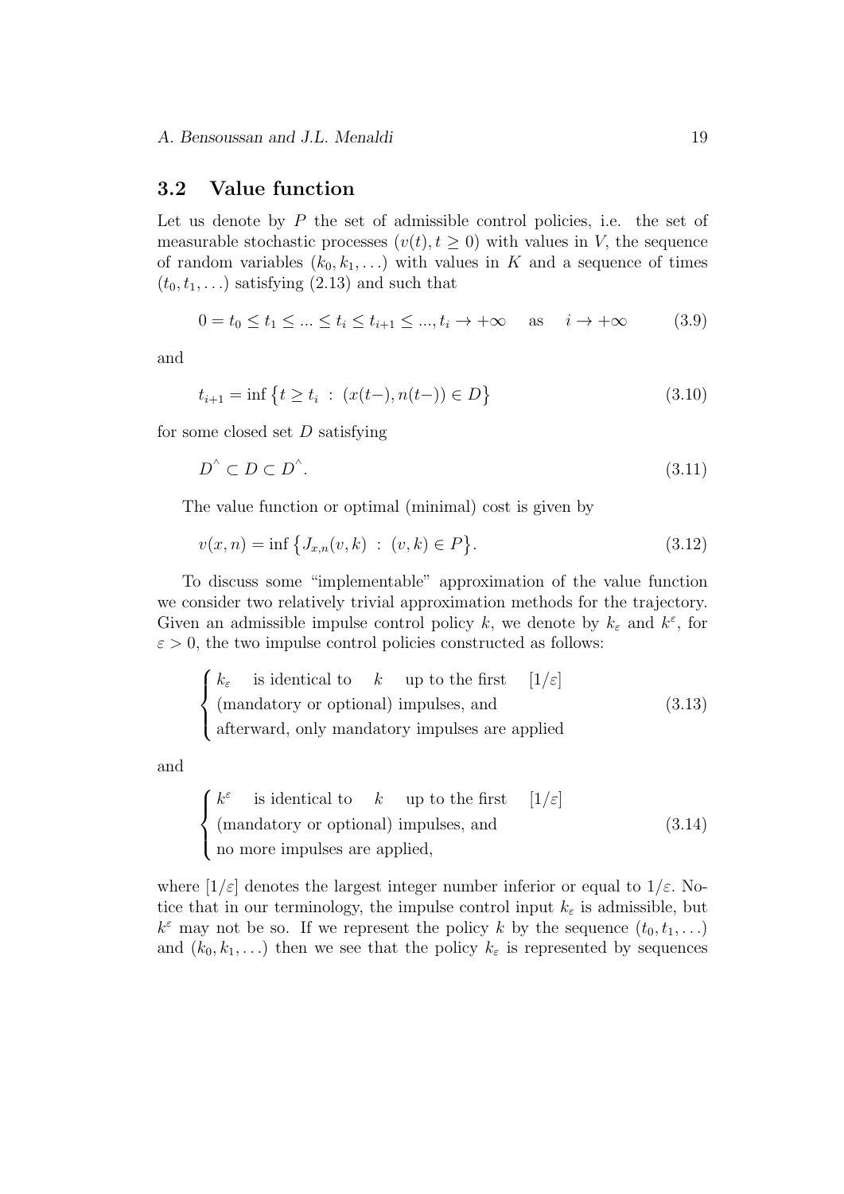### 3.2 Value function

Let us denote by $P$ the set of admissible control policies, i.e. the set of measurable stochastic processes $(v(t), t \geq 0)$ with values in $V$, the sequence of random variables $(k_0, k_1, \ldots)$ with values in $K$ and a sequence of times $(t_0, t_1, \ldots)$ satisfying (2.13) and such that

$$0 = t_0 \leq t_1 \leq \ldots \leq t_i \leq t_{i+1} \leq \ldots, t_i \to +\infty \quad \text{as} \quad i \to +\infty \tag{3.9}$$

and

$$t_{i+1} = \inf \big\{ t \geq t_i \ : \ (x(t-), n(t-)) \in D \big\} \tag{3.10}$$

for some closed set $D$ satisfying

$$D^{\wedge} \subset D \subset D^{\wedge}. \tag{3.11}$$

The value function or optimal (minimal) cost is given by

$$v(x,n) = \inf \big\{ J_{x,n}(v,k) \ : \ (v,k) \in P \big\}. \tag{3.12}$$

To discuss some "implementable" approximation of the value function we consider two relatively trivial approximation methods for the trajectory. Given an admissible impulse control policy $k$, we denote by $k_\varepsilon$ and $k^\varepsilon$, for $\varepsilon > 0$, the two impulse control policies constructed as follows:

$$\begin{cases} k_\varepsilon \quad \text{is identical to} \quad k \quad \text{up to the first} \quad [1/\varepsilon] \\ \text{(mandatory or optional) impulses, and} \\ \text{afterward, only mandatory impulses are applied} \end{cases} \tag{3.13}$$

and

$$\begin{cases} k^\varepsilon \quad \text{is identical to} \quad k \quad \text{up to the first} \quad [1/\varepsilon] \\ \text{(mandatory or optional) impulses, and} \\ \text{no more impulses are applied,} \end{cases} \tag{3.14}$$

where $[1/\varepsilon]$ denotes the largest integer number inferior or equal to $1/\varepsilon$. Notice that in our terminology, the impulse control input $k_\varepsilon$ is admissible, but $k^\varepsilon$ may not be so. If we represent the policy $k$ by the sequence $(t_0, t_1, \ldots)$ and $(k_0, k_1, \ldots)$ then we see that the policy $k_\varepsilon$ is represented by sequences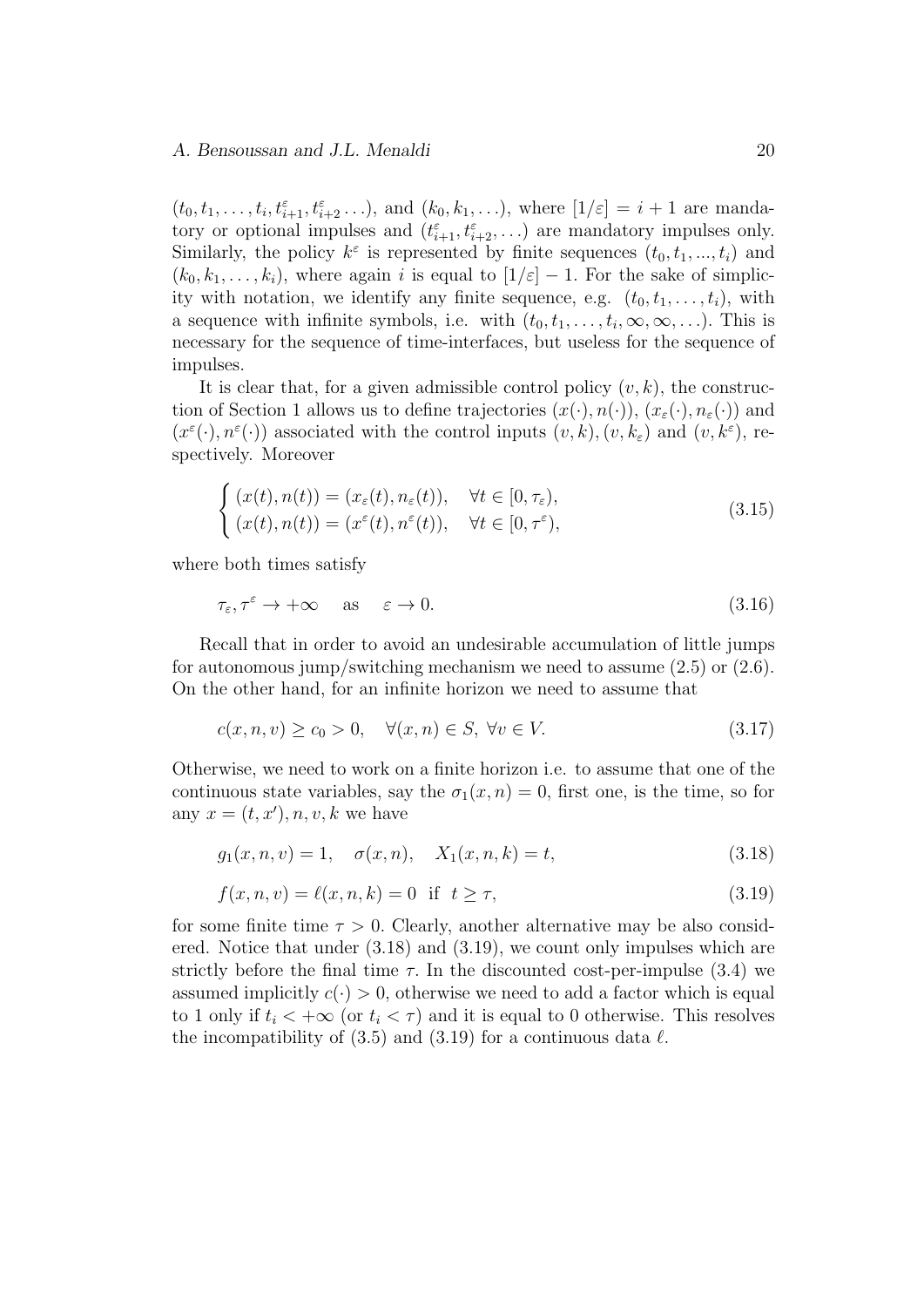$(t_0, t_1, \ldots, t_i, t^{\varepsilon}_{i+1}, t^{\varepsilon}_{i+2} \ldots)$, and $(k_0, k_1, \ldots)$, where $[1/\varepsilon] = i + 1$ are mandatory or optional impulses and $(t^{\varepsilon}_{i+1}, t^{\varepsilon}_{i+2}, \ldots)$ are mandatory impulses only. Similarly, the policy $k^{\varepsilon}$ is represented by finite sequences $(t_0, t_1, ..., t_i)$ and $(k_0, k_1, \ldots, k_i)$, where again $i$ is equal to $[1/\varepsilon] - 1$. For the sake of simplicity with notation, we identify any finite sequence, e.g. $(t_0, t_1, \ldots, t_i)$, with a sequence with infinite symbols, i.e. with $(t_0, t_1, \ldots, t_i, \infty, \infty, \ldots)$. This is necessary for the sequence of time-interfaces, but useless for the sequence of impulses.

It is clear that, for a given admissible control policy $(v, k)$, the construction of Section 1 allows us to define trajectories $(x(\cdot), n(\cdot))$, $(x_{\varepsilon}(\cdot), n_{\varepsilon}(\cdot))$ and $(x^{\varepsilon}(\cdot), n^{\varepsilon}(\cdot))$ associated with the control inputs $(v, k), (v, k_{\varepsilon})$ and $(v, k^{\varepsilon})$, respectively. Moreover

$$
\begin{cases}
(x(t), n(t)) = (x_{\varepsilon}(t), n_{\varepsilon}(t)), & \forall t \in [0, \tau_{\varepsilon}), \\
(x(t), n(t)) = (x^{\varepsilon}(t), n^{\varepsilon}(t)), & \forall t \in [0, \tau^{\varepsilon}),
\end{cases}
\tag{3.15}
$$

where both times satisfy

$$
\tau_{\varepsilon}, \tau^{\varepsilon} \to +\infty \quad \text{as} \quad \varepsilon \to 0. \tag{3.16}
$$

Recall that in order to avoid an undesirable accumulation of little jumps for autonomous jump/switching mechanism we need to assume (2.5) or (2.6). On the other hand, for an infinite horizon we need to assume that

$$
c(x, n, v) \geq c_0 > 0, \quad \forall (x, n) \in S, \ \forall v \in V. \tag{3.17}
$$

Otherwise, we need to work on a finite horizon i.e. to assume that one of the continuous state variables, say the $\sigma_1(x, n) = 0$, first one, is the time, so for any $x = (t, x'), n, v, k$ we have

$$
g_1(x, n, v) = 1, \quad \sigma(x, n), \quad X_1(x, n, k) = t, \tag{3.18}
$$

$$
f(x, n, v) = \ell(x, n, k) = 0 \ \text{ if } \ t \geq \tau, \tag{3.19}
$$

for some finite time $\tau > 0$. Clearly, another alternative may be also considered. Notice that under (3.18) and (3.19), we count only impulses which are strictly before the final time $\tau$. In the discounted cost-per-impulse (3.4) we assumed implicitly $c(\cdot) > 0$, otherwise we need to add a factor which is equal to 1 only if $t_i < +\infty$ (or $t_i < \tau$) and it is equal to 0 otherwise. This resolves the incompatibility of (3.5) and (3.19) for a continuous data $\ell$.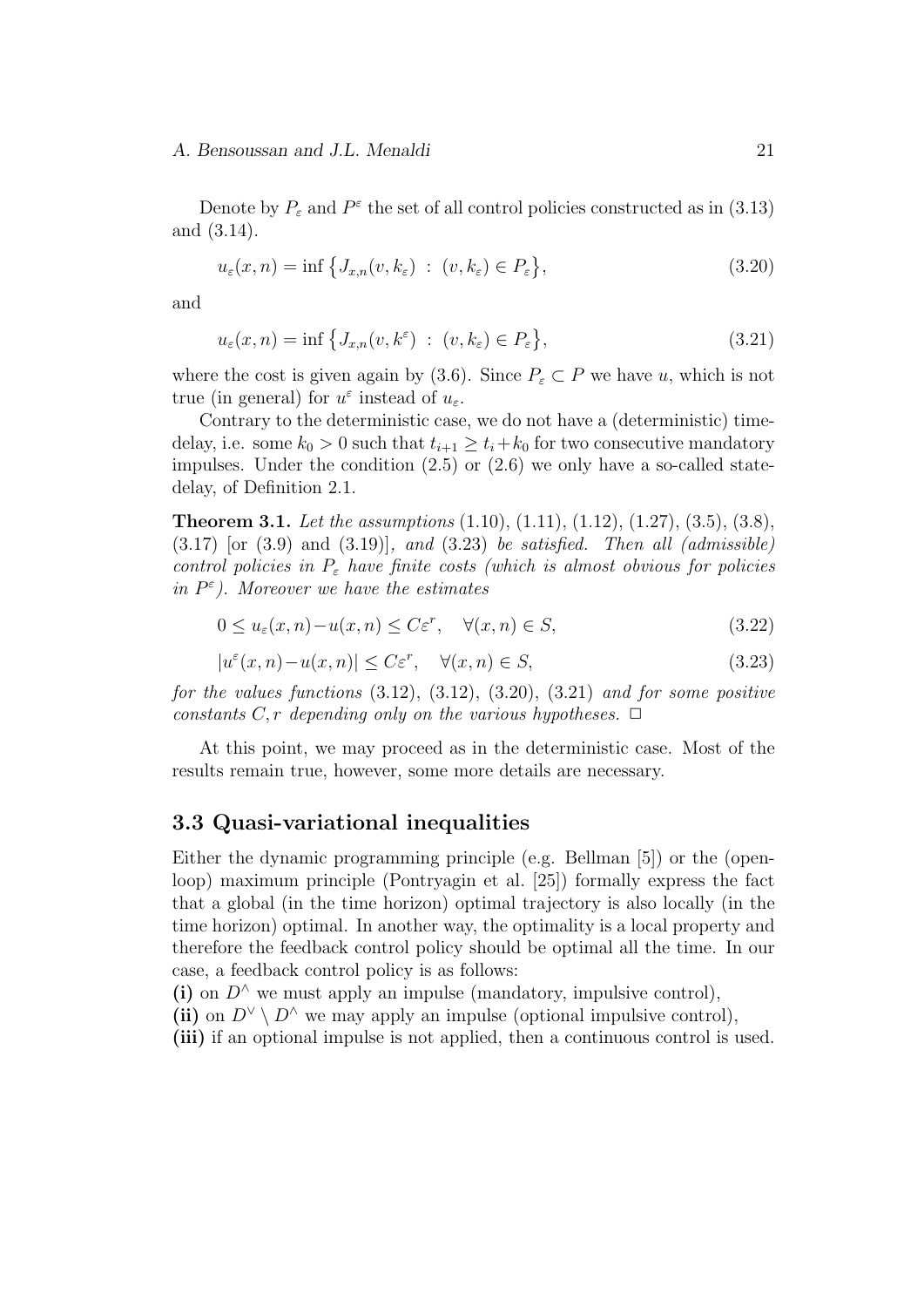Denote by $P_\varepsilon$ and $P^\varepsilon$ the set of all control policies constructed as in (3.13) and (3.14).

$$
u_\varepsilon(x,n) = \inf \big\{ J_{x,n}(v,k_\varepsilon) \ : \ (v,k_\varepsilon) \in P_\varepsilon \big\}, \tag{3.20}
$$

and

$$
u_\varepsilon(x,n) = \inf \big\{ J_{x,n}(v,k^\varepsilon) \ : \ (v,k_\varepsilon) \in P_\varepsilon \big\}, \tag{3.21}
$$

where the cost is given again by (3.6). Since $P_\varepsilon \subset P$ we have $u$, which is not true (in general) for $u^\varepsilon$ instead of $u_\varepsilon$.

Contrary to the deterministic case, we do not have a (deterministic) time-delay, i.e. some $k_0 > 0$ such that $t_{i+1} \geq t_i + k_0$ for two consecutive mandatory impulses. Under the condition (2.5) or (2.6) we only have a so-called state-delay, of Definition 2.1.

**Theorem 3.1.** *Let the assumptions* (1.10), (1.11), (1.12), (1.27), (3.5), (3.8), (3.17) [or (3.9) and (3.19)], *and* (3.23) *be satisfied. Then all (admissible) control policies in $P_\varepsilon$ have finite costs (which is almost obvious for policies in $P^\varepsilon$). Moreover we have the estimates*

$$
0 \leq u_\varepsilon(x,n) - u(x,n) \leq C\varepsilon^r, \quad \forall (x,n) \in S, \tag{3.22}
$$

$$
|u^\varepsilon(x,n) - u(x,n)| \leq C\varepsilon^r, \quad \forall (x,n) \in S, \tag{3.23}
$$

*for the values functions* (3.12), (3.12), (3.20), (3.21) *and for some positive constants $C, r$ depending only on the various hypotheses.* $\Box$

At this point, we may proceed as in the deterministic case. Most of the results remain true, however, some more details are necessary.

## 3.3 Quasi-variational inequalities

Either the dynamic programming principle (e.g. Bellman [5]) or the (open-loop) maximum principle (Pontryagin et al. [25]) formally express the fact that a global (in the time horizon) optimal trajectory is also locally (in the time horizon) optimal. In another way, the optimality is a local property and therefore the feedback control policy should be optimal all the time. In our case, a feedback control policy is as follows:

**(i)** on $D^\wedge$ we must apply an impulse (mandatory, impulsive control),
**(ii)** on $D^\vee \setminus D^\wedge$ we may apply an impulse (optional impulsive control),
**(iii)** if an optional impulse is not applied, then a continuous control is used.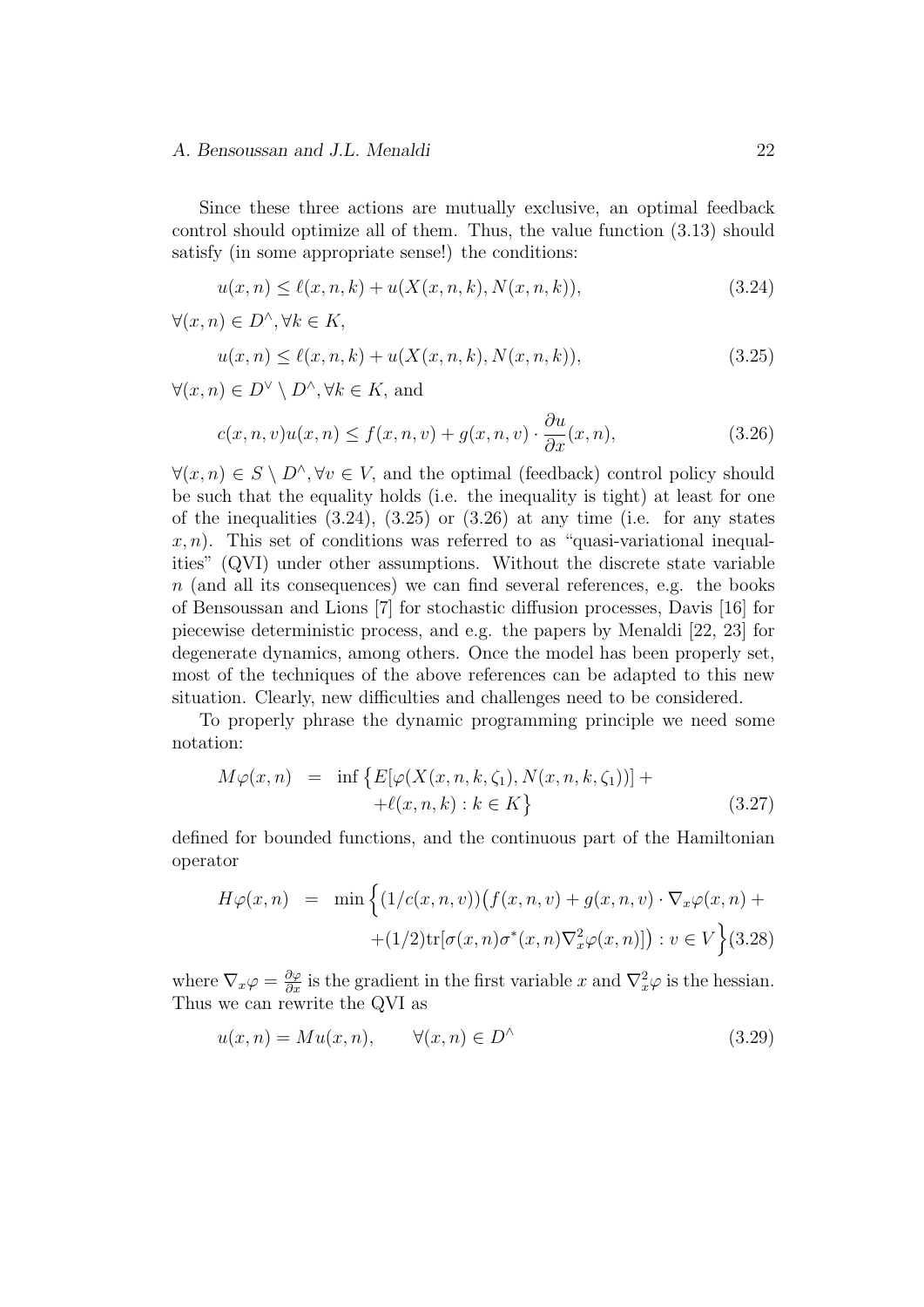Since these three actions are mutually exclusive, an optimal feedback control should optimize all of them. Thus, the value function (3.13) should satisfy (in some appropriate sense!) the conditions:

$$u(x,n) \le \ell(x,n,k) + u(X(x,n,k), N(x,n,k)), \tag{3.24}$$

$\forall (x,n) \in D^{\wedge}, \forall k \in K$,

$$u(x,n) \le \ell(x,n,k) + u(X(x,n,k), N(x,n,k)), \tag{3.25}$$

$\forall (x,n) \in D^{\vee} \setminus D^{\wedge}, \forall k \in K$, and

$$c(x,n,v)u(x,n) \le f(x,n,v) + g(x,n,v) \cdot \frac{\partial u}{\partial x}(x,n), \tag{3.26}$$

$\forall (x,n) \in S \setminus D^{\wedge}, \forall v \in V$, and the optimal (feedback) control policy should be such that the equality holds (i.e. the inequality is tight) at least for one of the inequalities (3.24), (3.25) or (3.26) at any time (i.e. for any states $x,n$). This set of conditions was referred to as "quasi-variational inequalities" (QVI) under other assumptions. Without the discrete state variable $n$ (and all its consequences) we can find several references, e.g. the books of Bensoussan and Lions [7] for stochastic diffusion processes, Davis [16] for piecewise deterministic process, and e.g. the papers by Menaldi [22, 23] for degenerate dynamics, among others. Once the model has been properly set, most of the techniques of the above references can be adapted to this new situation. Clearly, new difficulties and challenges need to be considered.

To properly phrase the dynamic programming principle we need some notation:

$$\begin{aligned} M\varphi(x,n) &= \inf\big\{E[\varphi(X(x,n,k,\zeta_1), N(x,n,k,\zeta_1))] + \\ &\quad +\ell(x,n,k) : k \in K\big\} \end{aligned} \tag{3.27}$$

defined for bounded functions, and the continuous part of the Hamiltonian operator

$$\begin{aligned} H\varphi(x,n) &= \min\Big\{(1/c(x,n,v))\big(f(x,n,v) + g(x,n,v) \cdot \nabla_x \varphi(x,n) + \\ &\quad +(1/2)\mathrm{tr}[\sigma(x,n)\sigma^*(x,n)\nabla_x^2 \varphi(x,n)]\big) : v \in V\Big\} \end{aligned} \tag{3.28}$$

where $\nabla_x \varphi = \frac{\partial \varphi}{\partial x}$ is the gradient in the first variable $x$ and $\nabla_x^2 \varphi$ is the hessian. Thus we can rewrite the QVI as

$$u(x,n) = Mu(x,n), \qquad \forall (x,n) \in D^{\wedge} \tag{3.29}$$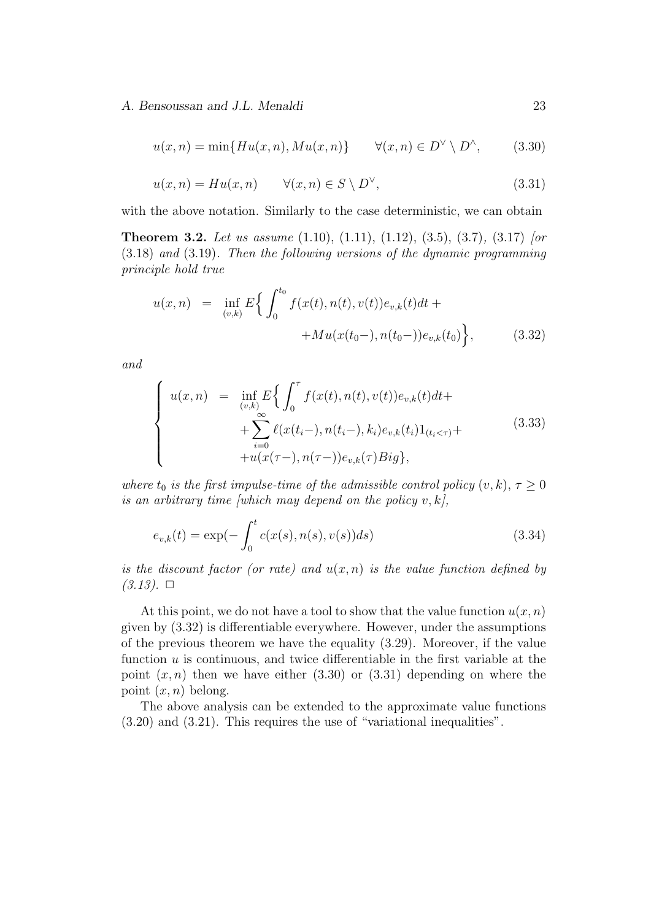$$u(x,n) = \min\{Hu(x,n), Mu(x,n)\} \qquad \forall (x,n) \in D^\vee \setminus D^\wedge, \tag{3.30}$$

$$u(x,n) = Hu(x,n) \qquad \forall (x,n) \in S \setminus D^\vee, \tag{3.31}$$

with the above notation. Similarly to the case deterministic, we can obtain

**Theorem 3.2.** *Let us assume* (1.10), (1.11), (1.12), (3.5), (3.7)*,* (3.17) *[or* (3.18) *and* (3.19)*. Then the following versions of the dynamic programming principle hold true*

$$\begin{aligned} u(x,n) &= \inf_{(v,k)} E\Big\{ \int_0^{t_0} f(x(t),n(t),v(t)) e_{v,k}(t) dt + \\ &\qquad + Mu(x(t_0-), n(t_0-)) e_{v,k}(t_0) \Big\}, \end{aligned} \tag{3.32}$$

*and*

$$\begin{cases} u(x,n) = \inf_{(v,k)} E\Big\{ \int_0^{\tau} f(x(t),n(t),v(t)) e_{v,k}(t) dt + \\ \qquad + \sum_{i=0}^{\infty} \ell(x(t_i-), n(t_i-), k_i) e_{v,k}(t_i) 1_{(t_i<\tau)} + \\ \qquad + u(x(\tau-), n(\tau-)) e_{v,k}(\tau) Big\}, \end{cases} \tag{3.33}$$

*where $t_0$ is the first impulse-time of the admissible control policy $(v,k)$, $\tau \geq 0$ is an arbitrary time [which may depend on the policy $v,k$],*

$$e_{v,k}(t) = \exp\Big(-\int_0^t c(x(s),n(s),v(s)) ds\Big) \tag{3.34}$$

*is the discount factor (or rate) and $u(x,n)$ is the value function defined by (3.13).* $\square$

At this point, we do not have a tool to show that the value function $u(x,n)$ given by (3.32) is differentiable everywhere. However, under the assumptions of the previous theorem we have the equality (3.29). Moreover, if the value function $u$ is continuous, and twice differentiable in the first variable at the point $(x,n)$ then we have either (3.30) or (3.31) depending on where the point $(x,n)$ belong.

The above analysis can be extended to the approximate value functions (3.20) and (3.21). This requires the use of "variational inequalities".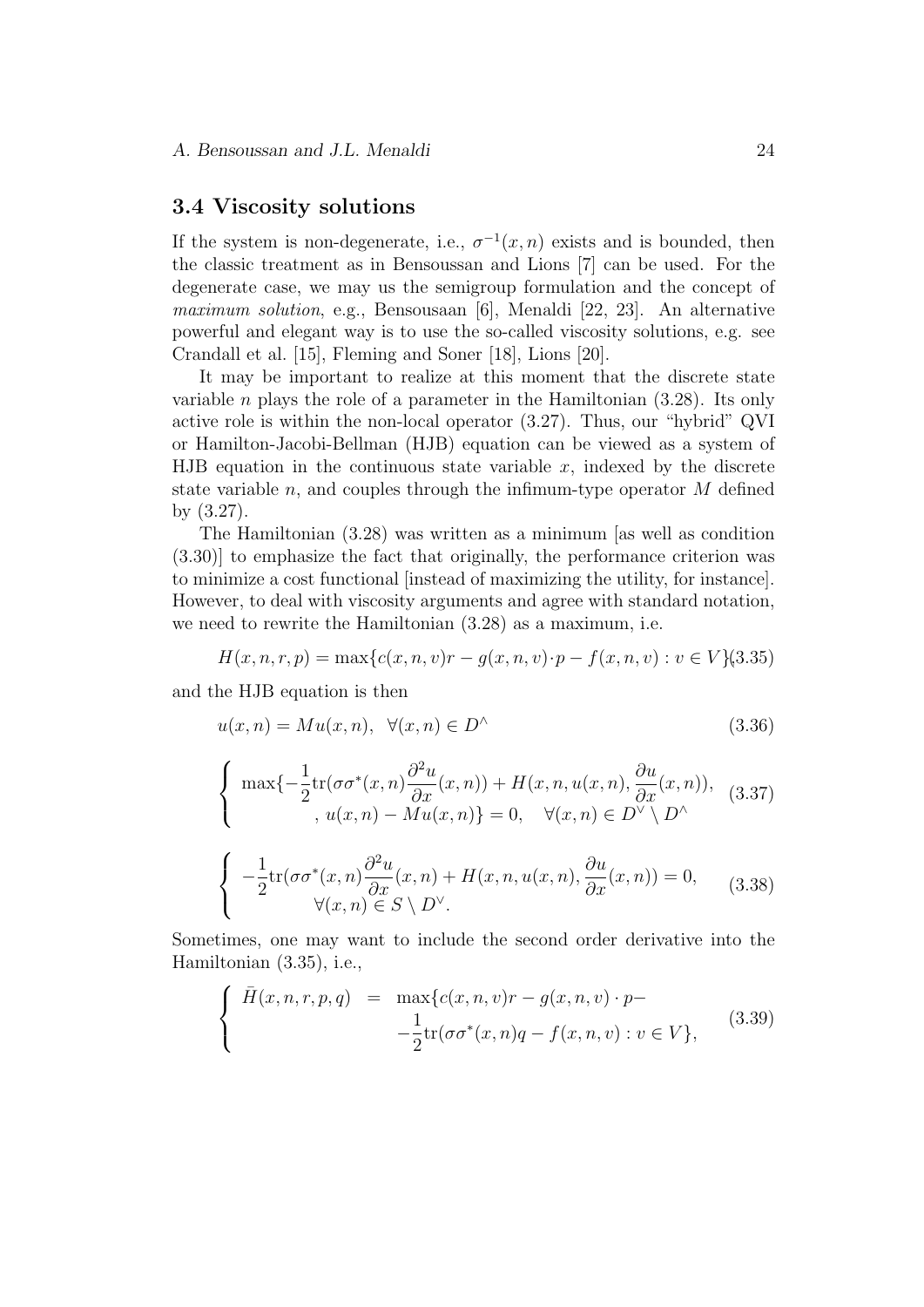### 3.4 Viscosity solutions

If the system is non-degenerate, i.e., $\sigma^{-1}(x,n)$ exists and is bounded, then the classic treatment as in Bensoussan and Lions [7] can be used. For the degenerate case, we may us the semigroup formulation and the concept of *maximum solution*, e.g., Bensousaan [6], Menaldi [22, 23]. An alternative powerful and elegant way is to use the so-called viscosity solutions, e.g. see Crandall et al. [15], Fleming and Soner [18], Lions [20].

It may be important to realize at this moment that the discrete state variable $n$ plays the role of a parameter in the Hamiltonian (3.28). Its only active role is within the non-local operator (3.27). Thus, our "hybrid" QVI or Hamilton-Jacobi-Bellman (HJB) equation can be viewed as a system of HJB equation in the continuous state variable $x$, indexed by the discrete state variable $n$, and couples through the infimum-type operator $M$ defined by (3.27).

The Hamiltonian (3.28) was written as a minimum [as well as condition (3.30)] to emphasize the fact that originally, the performance criterion was to minimize a cost functional [instead of maximizing the utility, for instance]. However, to deal with viscosity arguments and agree with standard notation, we need to rewrite the Hamiltonian (3.28) as a maximum, i.e.

$$H(x,n,r,p) = \max\{c(x,n,v)r - g(x,n,v)\cdot p - f(x,n,v) : v \in V\} \tag{3.35}$$

and the HJB equation is then

$$u(x,n) = Mu(x,n), \quad \forall (x,n) \in D^{\wedge} \tag{3.36}$$

$$\left\{ \begin{array}{l} \max\{-\frac{1}{2}\mathrm{tr}(\sigma\sigma^*(x,n)\frac{\partial^2 u}{\partial x}(x,n)) + H(x,n,u(x,n),\frac{\partial u}{\partial x}(x,n)), \\ \quad , \; u(x,n) - Mu(x,n)\} = 0, \quad \forall (x,n) \in D^{\vee} \setminus D^{\wedge} \end{array} \right. \tag{3.37}$$

$$\left\{ \begin{array}{l} -\frac{1}{2}\mathrm{tr}(\sigma\sigma^*(x,n)\frac{\partial^2 u}{\partial x}(x,n)) + H(x,n,u(x,n),\frac{\partial u}{\partial x}(x,n)) = 0, \\ \quad \forall (x,n) \in S \setminus D^{\vee}. \end{array} \right. \tag{3.38}$$

Sometimes, one may want to include the second order derivative into the Hamiltonian (3.35), i.e.,

$$\left\{ \begin{array}{rcl} \bar{H}(x,n,r,p,q) & = & \max\{c(x,n,v)r - g(x,n,v)\cdot p - \\ & & -\frac{1}{2}\mathrm{tr}(\sigma\sigma^*(x,n)q - f(x,n,v) : v \in V\}, \end{array} \right. \tag{3.39}$$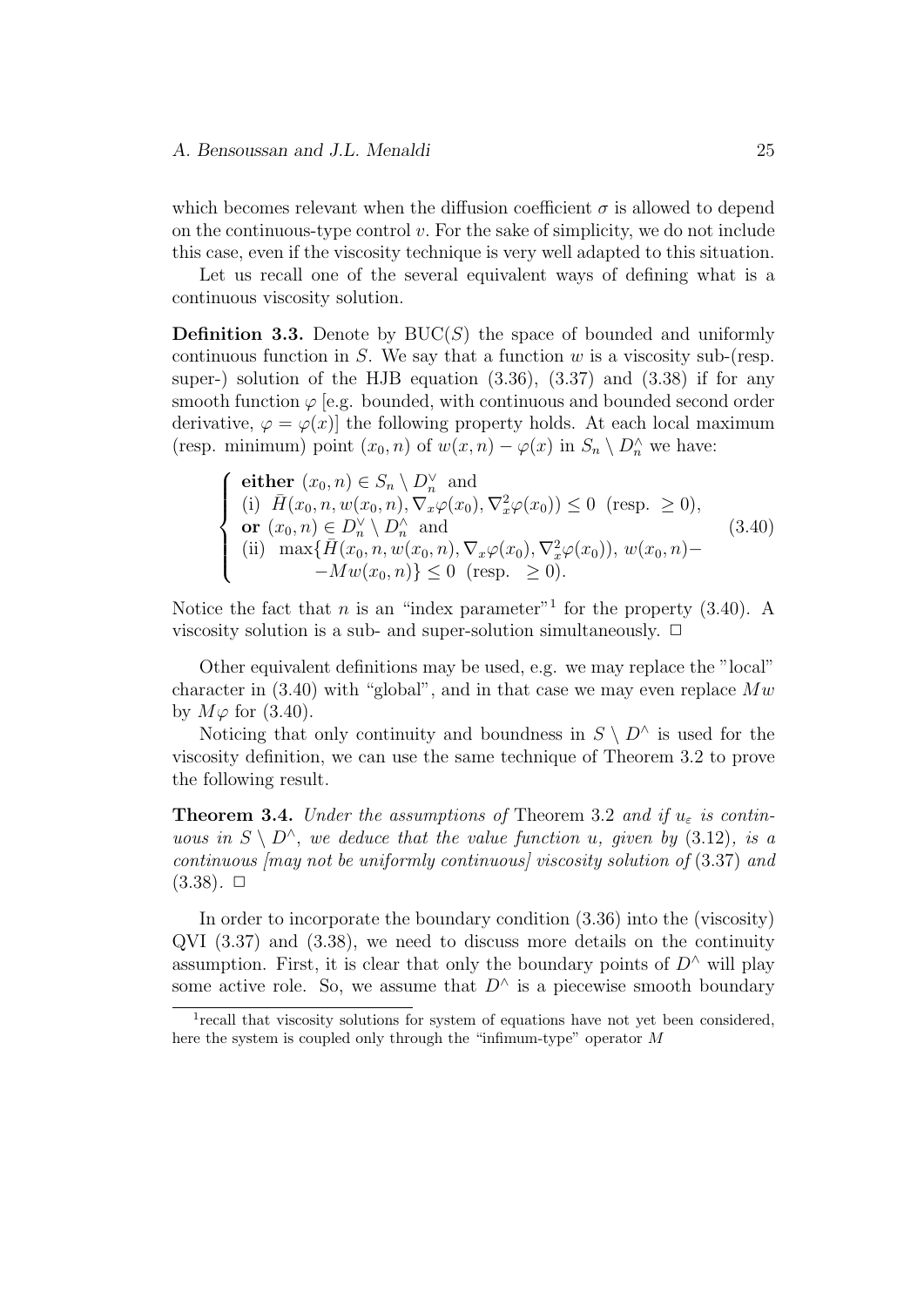which becomes relevant when the diffusion coefficient $\sigma$ is allowed to depend on the continuous-type control $v$. For the sake of simplicity, we do not include this case, even if the viscosity technique is very well adapted to this situation.

Let us recall one of the several equivalent ways of defining what is a continuous viscosity solution.

**Definition 3.3.** Denote by $\mathrm{BUC}(S)$ the space of bounded and uniformly continuous function in $S$. We say that a function $w$ is a viscosity sub-(resp. super-) solution of the HJB equation (3.36), (3.37) and (3.38) if for any smooth function $\varphi$ [e.g. bounded, with continuous and bounded second order derivative, $\varphi = \varphi(x)$] the following property holds. At each local maximum (resp. minimum) point $(x_0, n)$ of $w(x,n) - \varphi(x)$ in $S_n \setminus D_n^\wedge$ we have:

$$
\left\{
\begin{array}{l}
\textbf{either } (x_0, n) \in S_n \setminus D_n^\vee \text{ and} \\
\text{(i) } \bar{H}(x_0, n, w(x_0, n), \nabla_x \varphi(x_0), \nabla_x^2 \varphi(x_0)) \leq 0 \text{ (resp. } \geq 0), \\
\textbf{or } (x_0, n) \in D_n^\vee \setminus D_n^\wedge \text{ and} \\
\text{(ii) } \max\{\bar{H}(x_0, n, w(x_0, n), \nabla_x \varphi(x_0), \nabla_x^2 \varphi(x_0)),\, w(x_0, n) - \\
\qquad -Mw(x_0, n)\} \leq 0 \text{ (resp. } \geq 0).
\end{array}
\right.
\tag{3.40}
$$

Notice the fact that $n$ is an "index parameter"[1] for the property (3.40). A viscosity solution is a sub- and super-solution simultaneously. $\square$

Other equivalent definitions may be used, e.g. we may replace the "local" character in (3.40) with "global", and in that case we may even replace $Mw$ by $M\varphi$ for (3.40).

Noticing that only continuity and boundness in $S \setminus D^\wedge$ is used for the viscosity definition, we can use the same technique of Theorem 3.2 to prove the following result.

**Theorem 3.4.** *Under the assumptions of* Theorem 3.2 *and if $u_\varepsilon$ is continuous in $S \setminus D^\wedge$, we deduce that the value function $u$, given by* (3.12)*, is a continuous [may not be uniformly continuous] viscosity solution of* (3.37) *and* (3.38). $\square$

In order to incorporate the boundary condition (3.36) into the (viscosity) QVI (3.37) and (3.38), we need to discuss more details on the continuity assumption. First, it is clear that only the boundary points of $D^\wedge$ will play some active role. So, we assume that $D^\wedge$ is a piecewise smooth boundary

[1] recall that viscosity solutions for system of equations have not yet been considered, here the system is coupled only through the "infimum-type" operator $M$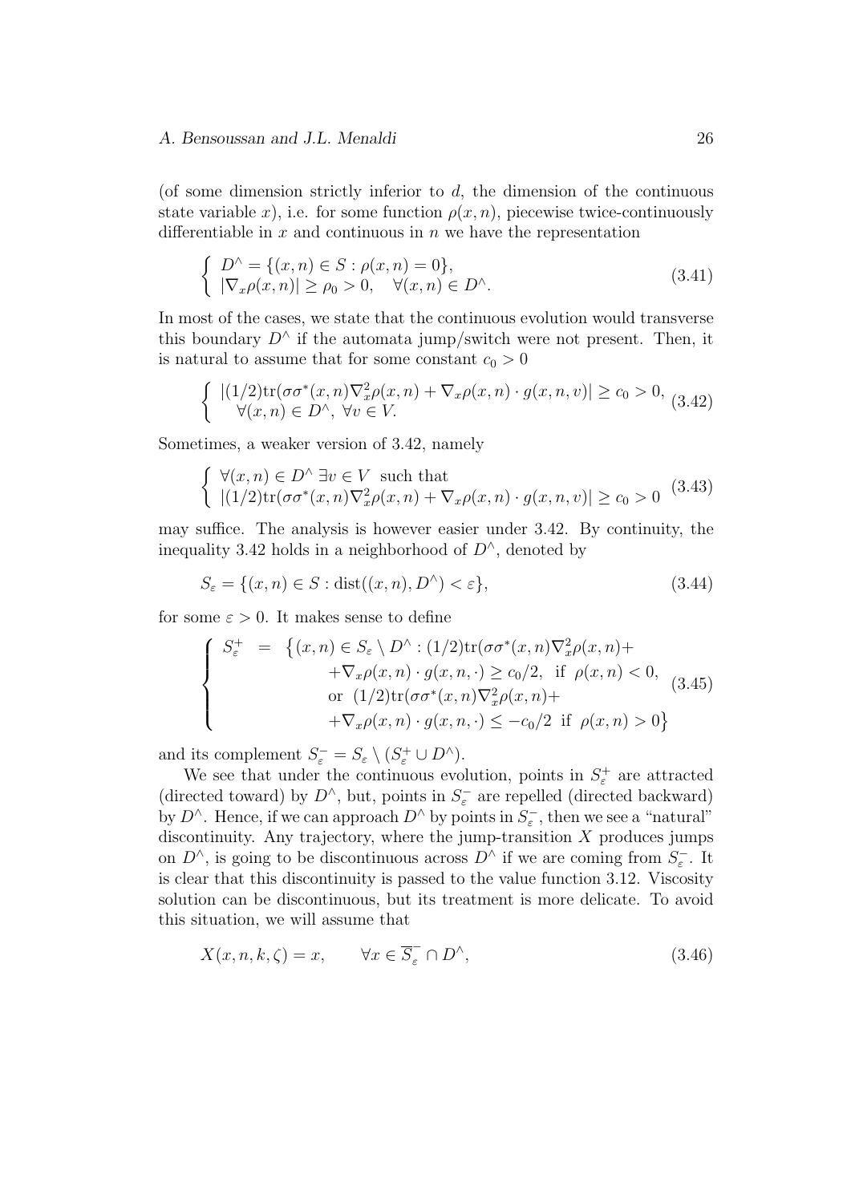(of some dimension strictly inferior to $d$, the dimension of the continuous state variable $x$), i.e. for some function $\rho(x,n)$, piecewise twice-continuously differentiable in $x$ and continuous in $n$ we have the representation

$$
\left\{
\begin{array}{l}
D^\wedge = \{(x,n) \in S : \rho(x,n) = 0\}, \\
|\nabla_x \rho(x,n)| \geq \rho_0 > 0, \quad \forall (x,n) \in D^\wedge.
\end{array}
\right.
\tag{3.41}
$$

In most of the cases, we state that the continuous evolution would transverse this boundary $D^\wedge$ if the automata jump/switch were not present. Then, it is natural to assume that for some constant $c_0 > 0$

$$
\left\{
\begin{array}{l}
|(1/2)\mathrm{tr}(\sigma\sigma^*(x,n)\nabla_x^2 \rho(x,n) + \nabla_x \rho(x,n) \cdot g(x,n,v)| \geq c_0 > 0, \\
\quad \forall (x,n) \in D^\wedge, \ \forall v \in V.
\end{array}
\right.
\tag{3.42}
$$

Sometimes, a weaker version of 3.42, namely

$$
\left\{
\begin{array}{l}
\forall (x,n) \in D^\wedge \ \exists v \in V \ \text{ such that} \\
|(1/2)\mathrm{tr}(\sigma\sigma^*(x,n)\nabla_x^2 \rho(x,n) + \nabla_x \rho(x,n) \cdot g(x,n,v)| \geq c_0 > 0
\end{array}
\right.
\tag{3.43}
$$

may suffice. The analysis is however easier under 3.42. By continuity, the inequality 3.42 holds in a neighborhood of $D^\wedge$, denoted by

$$
S_\varepsilon = \{(x,n) \in S : \mathrm{dist}((x,n), D^\wedge) < \varepsilon\},
\tag{3.44}
$$

for some $\varepsilon > 0$. It makes sense to define

$$
\left\{
\begin{array}{rcl}
S_\varepsilon^+ & = & \big\{(x,n) \in S_\varepsilon \setminus D^\wedge : (1/2)\mathrm{tr}(\sigma\sigma^*(x,n)\nabla_x^2 \rho(x,n) + \\
& & \quad + \nabla_x \rho(x,n) \cdot g(x,n,\cdot) \geq c_0/2, \ \text{ if } \rho(x,n) < 0, \\
& & \quad \text{or } \ (1/2)\mathrm{tr}(\sigma\sigma^*(x,n)\nabla_x^2 \rho(x,n) + \\
& & \quad + \nabla_x \rho(x,n) \cdot g(x,n,\cdot) \leq -c_0/2 \ \text{ if } \rho(x,n) > 0\big\}
\end{array}
\right.
\tag{3.45}
$$

and its complement $S_\varepsilon^- = S_\varepsilon \setminus (S_\varepsilon^+ \cup D^\wedge)$.

We see that under the continuous evolution, points in $S_\varepsilon^+$ are attracted (directed toward) by $D^\wedge$, but, points in $S_\varepsilon^-$ are repelled (directed backward) by $D^\wedge$. Hence, if we can approach $D^\wedge$ by points in $S_\varepsilon^-$, then we see a "natural" discontinuity. Any trajectory, where the jump-transition $X$ produces jumps on $D^\wedge$, is going to be discontinuous across $D^\wedge$ if we are coming from $S_\varepsilon^-$. It is clear that this discontinuity is passed to the value function 3.12. Viscosity solution can be discontinuous, but its treatment is more delicate. To avoid this situation, we will assume that

$$
X(x,n,k,\zeta) = x, \qquad \forall x \in \overline{S}_\varepsilon^- \cap D^\wedge,
\tag{3.46}
$$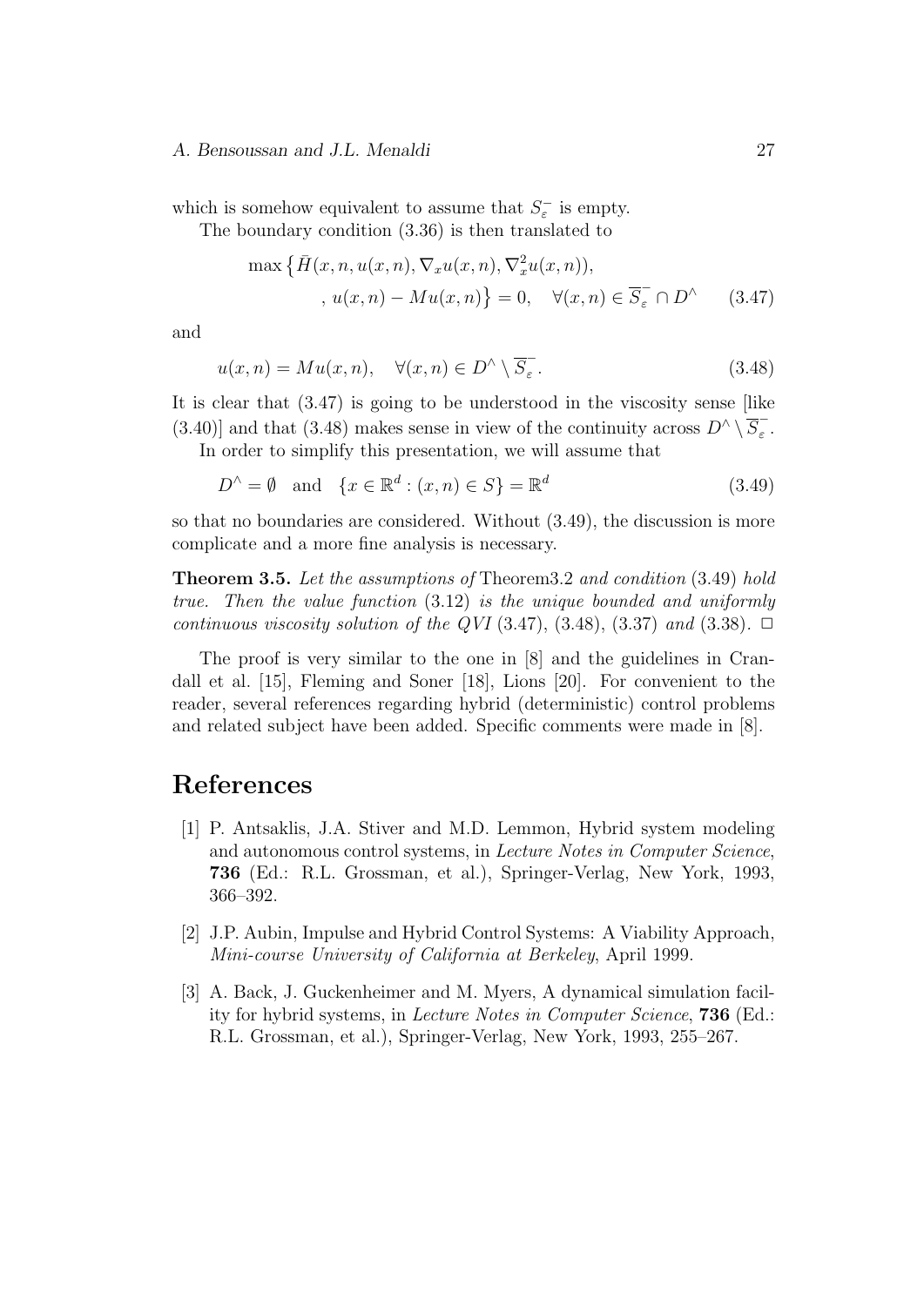which is somehow equivalent to assume that $S_\varepsilon^-$ is empty.

The boundary condition (3.36) is then translated to

$$\max\big\{\bar{H}(x,n,u(x,n),\nabla_x u(x,n),\nabla_x^2 u(x,n)), \\ , u(x,n) - Mu(x,n)\big\} = 0, \quad \forall (x,n) \in \overline{S}_\varepsilon^- \cap D^\wedge \tag{3.47}$$

and

$$u(x,n) = Mu(x,n), \quad \forall (x,n) \in D^\wedge \setminus \overline{S}_\varepsilon^- . \tag{3.48}$$

It is clear that (3.47) is going to be understood in the viscosity sense [like (3.40)] and that (3.48) makes sense in view of the continuity across $D^\wedge \setminus \overline{S}_\varepsilon^-$.

In order to simplify this presentation, we will assume that

$$D^\wedge = \emptyset \quad \text{and} \quad \{x \in \mathbb{R}^d : (x,n) \in S\} = \mathbb{R}^d \tag{3.49}$$

so that no boundaries are considered. Without (3.49), the discussion is more complicate and a more fine analysis is necessary.

**Theorem 3.5.** *Let the assumptions of* Theorem3.2 *and condition* (3.49) *hold true. Then the value function* (3.12) *is the unique bounded and uniformly continuous viscosity solution of the QVI* (3.47), (3.48), (3.37) *and* (3.38). $\square$

The proof is very similar to the one in [8] and the guidelines in Crandall et al. [15], Fleming and Soner [18], Lions [20]. For convenient to the reader, several references regarding hybrid (deterministic) control problems and related subject have been added. Specific comments were made in [8].

# References

[1] P. Antsaklis, J.A. Stiver and M.D. Lemmon, Hybrid system modeling and autonomous control systems, in *Lecture Notes in Computer Science*, **736** (Ed.: R.L. Grossman, et al.), Springer-Verlag, New York, 1993, 366–392.

[2] J.P. Aubin, Impulse and Hybrid Control Systems: A Viability Approach, *Mini-course University of California at Berkeley*, April 1999.

[3] A. Back, J. Guckenheimer and M. Myers, A dynamical simulation facility for hybrid systems, in *Lecture Notes in Computer Science*, **736** (Ed.: R.L. Grossman, et al.), Springer-Verlag, New York, 1993, 255–267.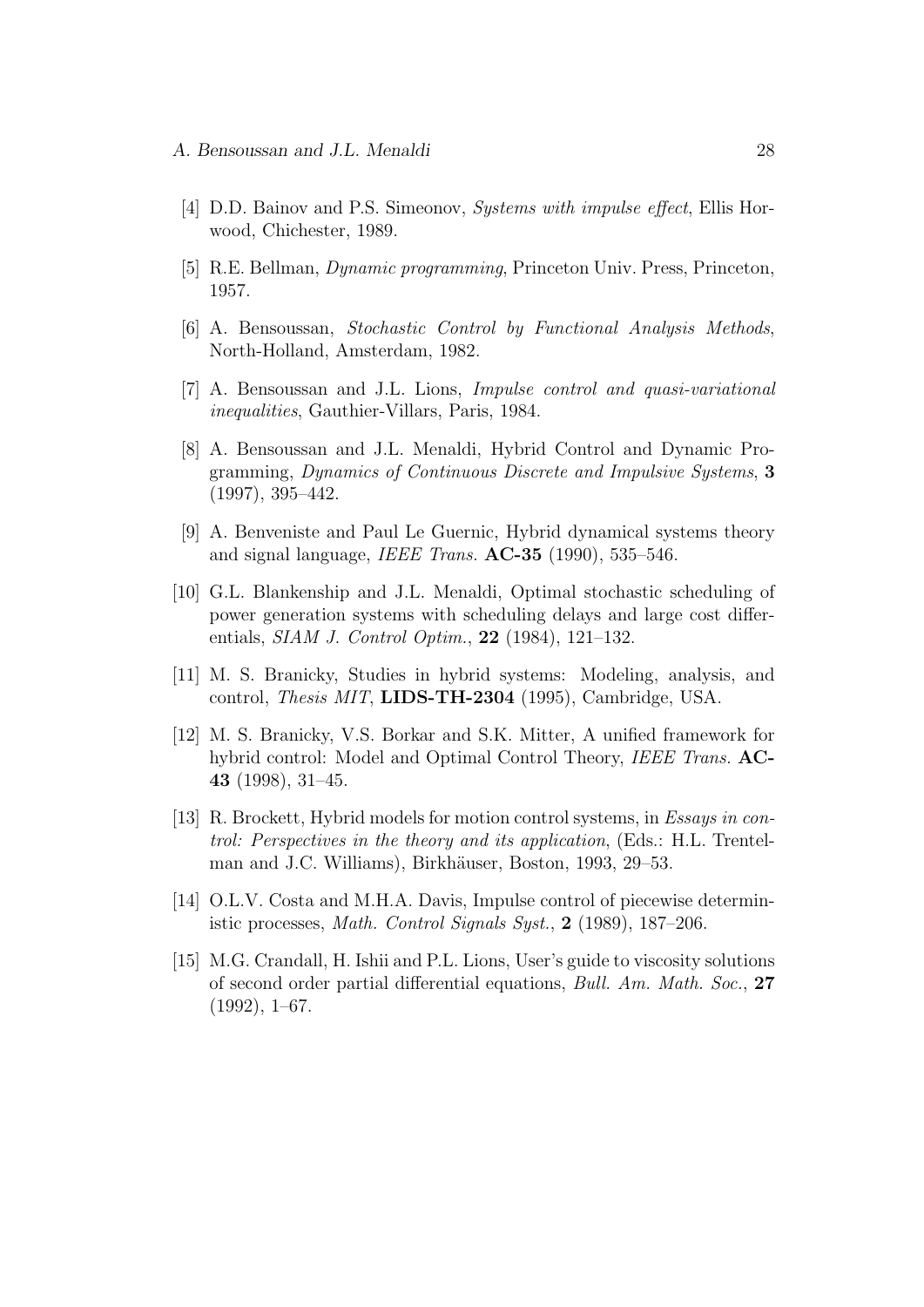[4] D.D. Bainov and P.S. Simeonov, *Systems with impulse effect*, Ellis Horwood, Chichester, 1989.

[5] R.E. Bellman, *Dynamic programming*, Princeton Univ. Press, Princeton, 1957.

[6] A. Bensoussan, *Stochastic Control by Functional Analysis Methods*, North-Holland, Amsterdam, 1982.

[7] A. Bensoussan and J.L. Lions, *Impulse control and quasi-variational inequalities*, Gauthier-Villars, Paris, 1984.

[8] A. Bensoussan and J.L. Menaldi, Hybrid Control and Dynamic Programming, *Dynamics of Continuous Discrete and Impulsive Systems*, **3** (1997), 395–442.

[9] A. Benveniste and Paul Le Guernic, Hybrid dynamical systems theory and signal language, *IEEE Trans.* **AC-35** (1990), 535–546.

[10] G.L. Blankenship and J.L. Menaldi, Optimal stochastic scheduling of power generation systems with scheduling delays and large cost differentials, *SIAM J. Control Optim.*, **22** (1984), 121–132.

[11] M. S. Branicky, Studies in hybrid systems: Modeling, analysis, and control, *Thesis MIT*, **LIDS-TH-2304** (1995), Cambridge, USA.

[12] M. S. Branicky, V.S. Borkar and S.K. Mitter, A unified framework for hybrid control: Model and Optimal Control Theory, *IEEE Trans.* **AC-43** (1998), 31–45.

[13] R. Brockett, Hybrid models for motion control systems, in *Essays in control: Perspectives in the theory and its application*, (Eds.: H.L. Trentelman and J.C. Williams), Birkhäuser, Boston, 1993, 29–53.

[14] O.L.V. Costa and M.H.A. Davis, Impulse control of piecewise deterministic processes, *Math. Control Signals Syst.*, **2** (1989), 187–206.

[15] M.G. Crandall, H. Ishii and P.L. Lions, User's guide to viscosity solutions of second order partial differential equations, *Bull. Am. Math. Soc.*, **27** (1992), 1–67.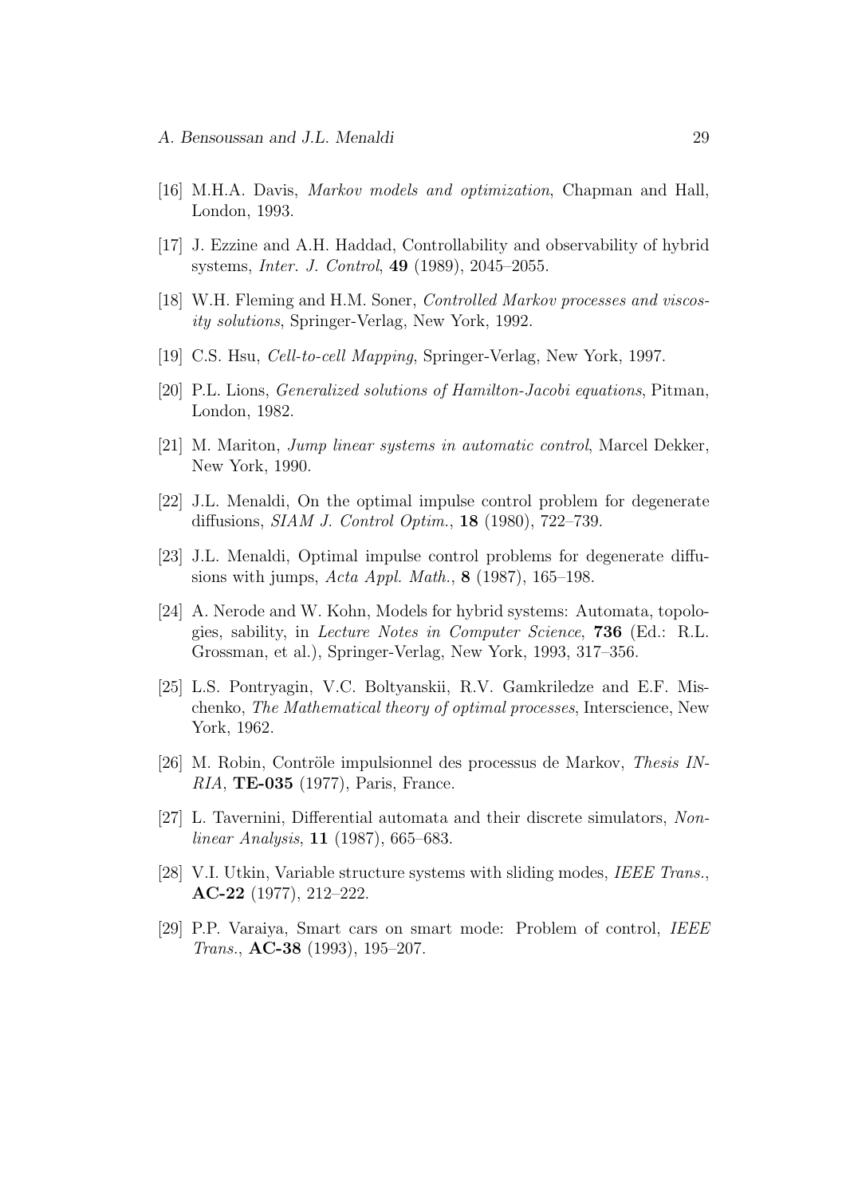[16] M.H.A. Davis, *Markov models and optimization*, Chapman and Hall, London, 1993.

[17] J. Ezzine and A.H. Haddad, Controllability and observability of hybrid systems, *Inter. J. Control*, **49** (1989), 2045–2055.

[18] W.H. Fleming and H.M. Soner, *Controlled Markov processes and viscosity solutions*, Springer-Verlag, New York, 1992.

[19] C.S. Hsu, *Cell-to-cell Mapping*, Springer-Verlag, New York, 1997.

[20] P.L. Lions, *Generalized solutions of Hamilton-Jacobi equations*, Pitman, London, 1982.

[21] M. Mariton, *Jump linear systems in automatic control*, Marcel Dekker, New York, 1990.

[22] J.L. Menaldi, On the optimal impulse control problem for degenerate diffusions, *SIAM J. Control Optim.*, **18** (1980), 722–739.

[23] J.L. Menaldi, Optimal impulse control problems for degenerate diffusions with jumps, *Acta Appl. Math.*, **8** (1987), 165–198.

[24] A. Nerode and W. Kohn, Models for hybrid systems: Automata, topologies, sability, in *Lecture Notes in Computer Science*, **736** (Ed.: R.L. Grossman, et al.), Springer-Verlag, New York, 1993, 317–356.

[25] L.S. Pontryagin, V.C. Boltyanskii, R.V. Gamkriledze and E.F. Mischenko, *The Mathematical theory of optimal processes*, Interscience, New York, 1962.

[26] M. Robin, Contröle impulsionnel des processus de Markov, *Thesis INRIA*, **TE-035** (1977), Paris, France.

[27] L. Tavernini, Differential automata and their discrete simulators, *Nonlinear Analysis*, **11** (1987), 665–683.

[28] V.I. Utkin, Variable structure systems with sliding modes, *IEEE Trans.*, **AC-22** (1977), 212–222.

[29] P.P. Varaiya, Smart cars on smart mode: Problem of control, *IEEE Trans.*, **AC-38** (1993), 195–207.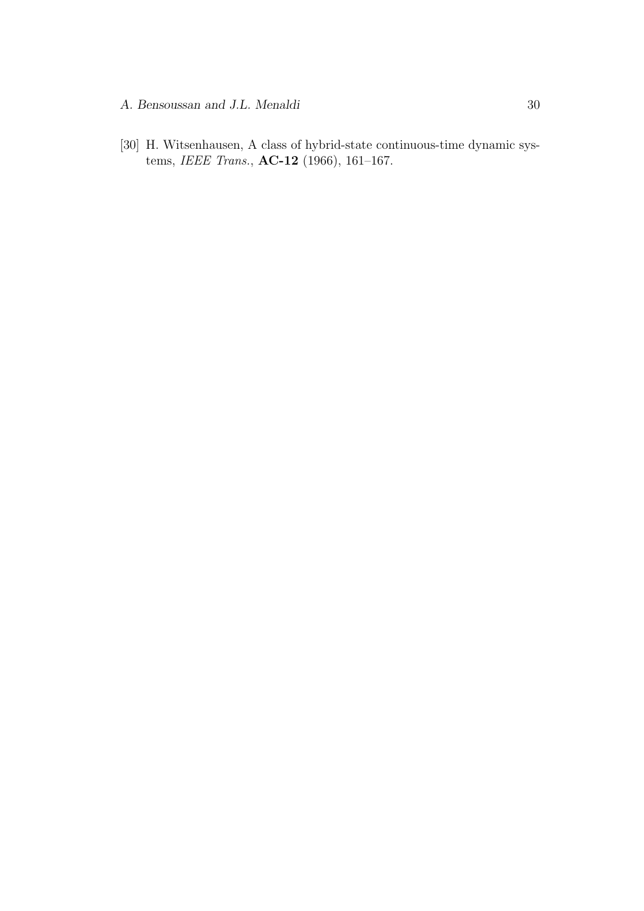[30] H. Witsenhausen, A class of hybrid-state continuous-time dynamic systems, *IEEE Trans.*, **AC-12** (1966), 161–167.